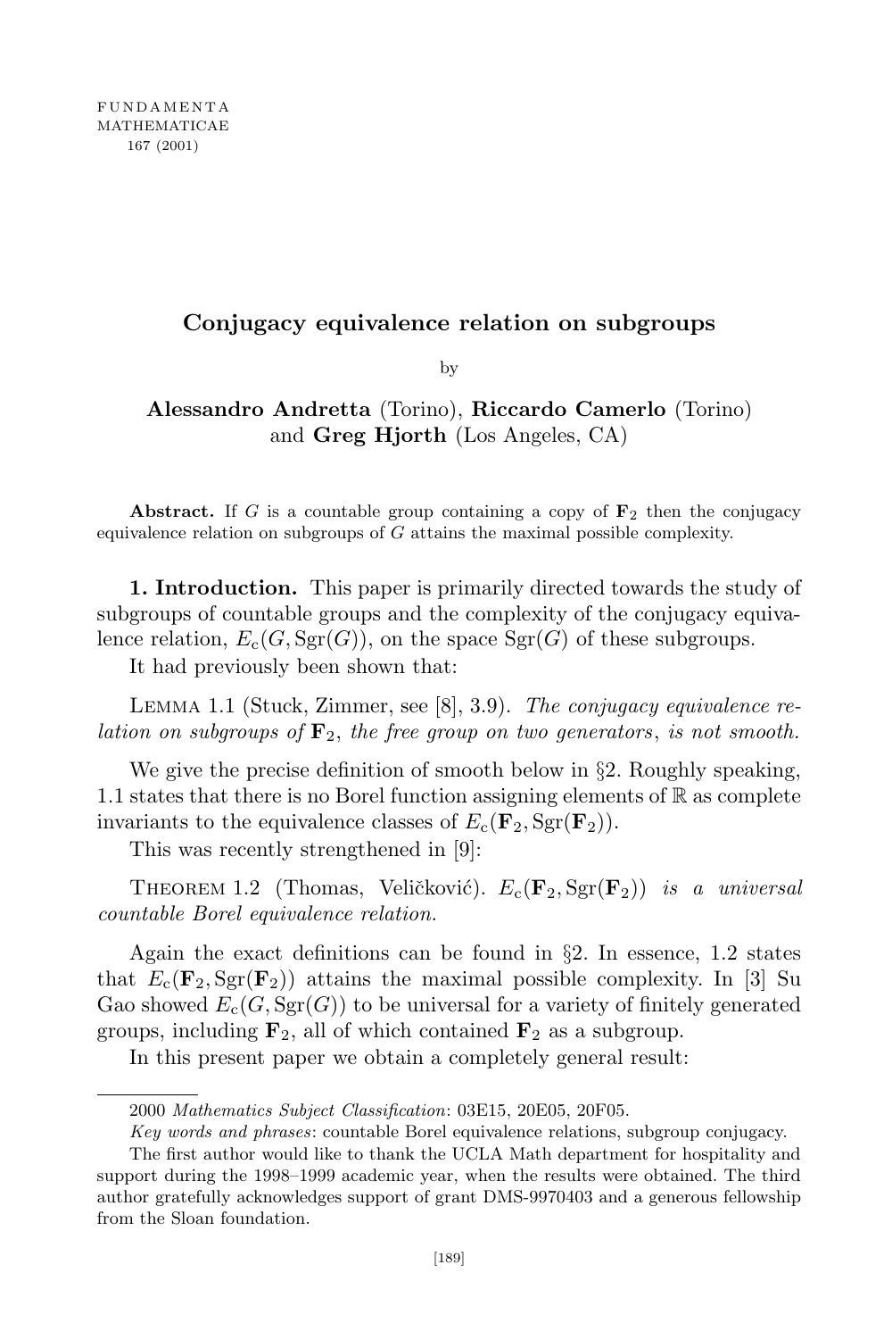FUNDAMENTA
MATHEMATICAE
167 (2001)

# Conjugacy equivalence relation on subgroups

by

**Alessandro Andretta** (Torino), **Riccardo Camerlo** (Torino) and **Greg Hjorth** (Los Angeles, CA)

**Abstract.** If $G$ is a countable group containing a copy of $\mathbf{F}_2$ then the conjugacy equivalence relation on subgroups of $G$ attains the maximal possible complexity.

**1. Introduction.** This paper is primarily directed towards the study of subgroups of countable groups and the complexity of the conjugacy equivalence relation, $E_{\mathrm{c}}(G, \mathrm{Sgr}(G))$, on the space $\mathrm{Sgr}(G)$ of these subgroups.

It had previously been shown that:

Lemma 1.1 (Stuck, Zimmer, see [8], 3.9). *The conjugacy equivalence relation on subgroups of* $\mathbf{F}_2$, *the free group on two generators*, *is not smooth.*

We give the precise definition of smooth below in §2. Roughly speaking, 1.1 states that there is no Borel function assigning elements of $\mathbb{R}$ as complete invariants to the equivalence classes of $E_{\mathrm{c}}(\mathbf{F}_2, \mathrm{Sgr}(\mathbf{F}_2))$.

This was recently strengthened in [9]:

Theorem 1.2 (Thomas, Veličković). $E_{\mathrm{c}}(\mathbf{F}_2, \mathrm{Sgr}(\mathbf{F}_2))$ *is a universal countable Borel equivalence relation.*

Again the exact definitions can be found in §2. In essence, 1.2 states that $E_{\mathrm{c}}(\mathbf{F}_2, \mathrm{Sgr}(\mathbf{F}_2))$ attains the maximal possible complexity. In [3] Su Gao showed $E_{\mathrm{c}}(G, \mathrm{Sgr}(G))$ to be universal for a variety of finitely generated groups, including $\mathbf{F}_2$, all of which contained $\mathbf{F}_2$ as a subgroup.

In this present paper we obtain a completely general result:

---

2000 *Mathematics Subject Classification*: 03E15, 20E05, 20F05.

*Key words and phrases*: countable Borel equivalence relations, subgroup conjugacy.

The first author would like to thank the UCLA Math department for hospitality and support during the 1998–1999 academic year, when the results were obtained. The third author gratefully acknowledges support of grant DMS-9970403 and a generous fellowship from the Sloan foundation.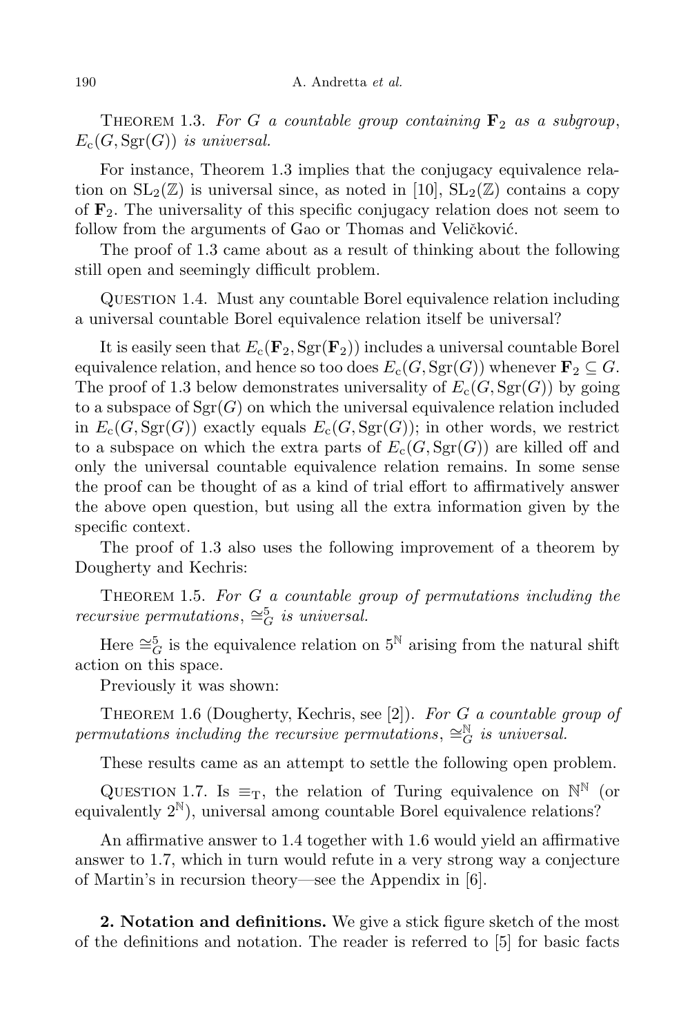Theorem 1.3. *For $G$ a countable group containing $\mathbf{F}_2$ as a subgroup, $E_c(G, \mathrm{Sgr}(G))$ is universal.*

For instance, Theorem 1.3 implies that the conjugacy equivalence relation on $\mathrm{SL}_2(\mathbb{Z})$ is universal since, as noted in [10], $\mathrm{SL}_2(\mathbb{Z})$ contains a copy of $\mathbf{F}_2$. The universality of this specific conjugacy relation does not seem to follow from the arguments of Gao or Thomas and Veličković.

The proof of 1.3 came about as a result of thinking about the following still open and seemingly difficult problem.

Question 1.4. Must any countable Borel equivalence relation including a universal countable Borel equivalence relation itself be universal?

It is easily seen that $E_c(\mathbf{F}_2, \mathrm{Sgr}(\mathbf{F}_2))$ includes a universal countable Borel equivalence relation, and hence so too does $E_c(G, \mathrm{Sgr}(G))$ whenever $\mathbf{F}_2 \subseteq G$. The proof of 1.3 below demonstrates universality of $E_c(G, \mathrm{Sgr}(G))$ by going to a subspace of $\mathrm{Sgr}(G)$ on which the universal equivalence relation included in $E_c(G, \mathrm{Sgr}(G))$ exactly equals $E_c(G, \mathrm{Sgr}(G))$; in other words, we restrict to a subspace on which the extra parts of $E_c(G, \mathrm{Sgr}(G))$ are killed off and only the universal countable equivalence relation remains. In some sense the proof can be thought of as a kind of trial effort to affirmatively answer the above open question, but using all the extra information given by the specific context.

The proof of 1.3 also uses the following improvement of a theorem by Dougherty and Kechris:

Theorem 1.5. *For $G$ a countable group of permutations including the recursive permutations, $\cong^5_G$ is universal.*

Here $\cong^5_G$ is the equivalence relation on $5^{\mathbb{N}}$ arising from the natural shift action on this space.

Previously it was shown:

Theorem 1.6 (Dougherty, Kechris, see [2]). *For $G$ a countable group of permutations including the recursive permutations, $\cong^{\mathbb{N}}_G$ is universal.*

These results came as an attempt to settle the following open problem.

Question 1.7. Is $\equiv_{\mathrm{T}}$, the relation of Turing equivalence on $\mathbb{N}^{\mathbb{N}}$ (or equivalently $2^{\mathbb{N}}$), universal among countable Borel equivalence relations?

An affirmative answer to 1.4 together with 1.6 would yield an affirmative answer to 1.7, which in turn would refute in a very strong way a conjecture of Martin's in recursion theory—see the Appendix in [6].

**2. Notation and definitions.** We give a stick figure sketch of the most of the definitions and notation. The reader is referred to [5] for basic facts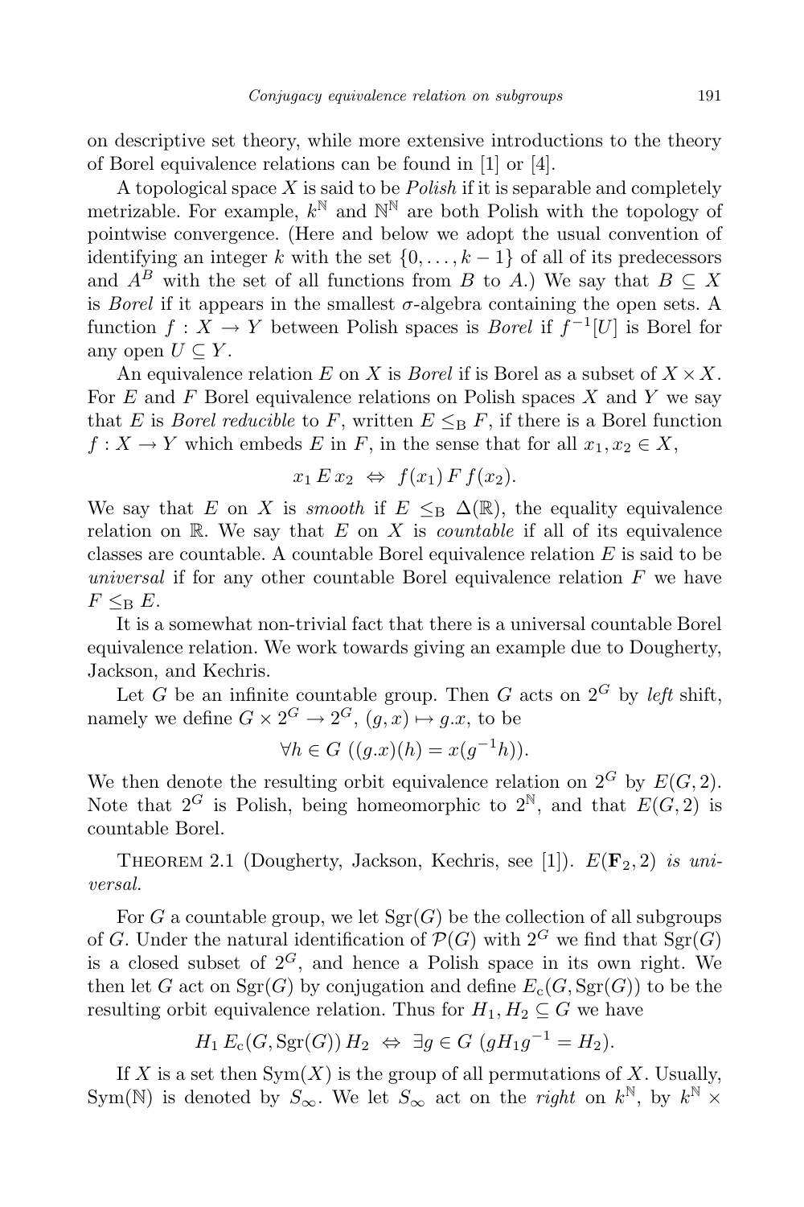on descriptive set theory, while more extensive introductions to the theory of Borel equivalence relations can be found in [1] or [4].

A topological space $X$ is said to be *Polish* if it is separable and completely metrizable. For example, $k^{\mathbb{N}}$ and $\mathbb{N}^{\mathbb{N}}$ are both Polish with the topology of pointwise convergence. (Here and below we adopt the usual convention of identifying an integer $k$ with the set $\{0, \dots, k-1\}$ of all of its predecessors and $A^B$ with the set of all functions from $B$ to $A$.) We say that $B \subseteq X$ is *Borel* if it appears in the smallest $\sigma$-algebra containing the open sets. A function $f : X \to Y$ between Polish spaces is *Borel* if $f^{-1}[U]$ is Borel for any open $U \subseteq Y$.

An equivalence relation $E$ on $X$ is *Borel* if is Borel as a subset of $X \times X$. For $E$ and $F$ Borel equivalence relations on Polish spaces $X$ and $Y$ we say that $E$ is *Borel reducible* to $F$, written $E \leq_{\mathrm{B}} F$, if there is a Borel function $f : X \to Y$ which embeds $E$ in $F$, in the sense that for all $x_1, x_2 \in X$,

$$x_1 \, E \, x_2 \ \Leftrightarrow\ f(x_1) \, F \, f(x_2).$$

We say that $E$ on $X$ is *smooth* if $E \leq_{\mathrm{B}} \Delta(\mathbb{R})$, the equality equivalence relation on $\mathbb{R}$. We say that $E$ on $X$ is *countable* if all of its equivalence classes are countable. A countable Borel equivalence relation $E$ is said to be *universal* if for any other countable Borel equivalence relation $F$ we have $F \leq_{\mathrm{B}} E$.

It is a somewhat non-trivial fact that there is a universal countable Borel equivalence relation. We work towards giving an example due to Dougherty, Jackson, and Kechris.

Let $G$ be an infinite countable group. Then $G$ acts on $2^G$ by *left* shift, namely we define $G \times 2^G \to 2^G$, $(g, x) \mapsto g.x$, to be

$$\forall h \in G \ ((g.x)(h) = x(g^{-1}h)).$$

We then denote the resulting orbit equivalence relation on $2^G$ by $E(G, 2)$. Note that $2^G$ is Polish, being homeomorphic to $2^{\mathbb{N}}$, and that $E(G, 2)$ is countable Borel.

Theorem 2.1 (Dougherty, Jackson, Kechris, see [1]). *$E(\mathbf{F}_2, 2)$ is universal.*

For $G$ a countable group, we let $\mathrm{Sgr}(G)$ be the collection of all subgroups of $G$. Under the natural identification of $\mathcal{P}(G)$ with $2^G$ we find that $\mathrm{Sgr}(G)$ is a closed subset of $2^G$, and hence a Polish space in its own right. We then let $G$ act on $\mathrm{Sgr}(G)$ by conjugation and define $E_{\mathrm{c}}(G, \mathrm{Sgr}(G))$ to be the resulting orbit equivalence relation. Thus for $H_1, H_2 \subseteq G$ we have

$$H_1 \, E_{\mathrm{c}}(G, \mathrm{Sgr}(G)) \, H_2 \ \Leftrightarrow\ \exists g \in G \ (gH_1g^{-1} = H_2).$$

If $X$ is a set then $\mathrm{Sym}(X)$ is the group of all permutations of $X$. Usually, $\mathrm{Sym}(\mathbb{N})$ is denoted by $S_\infty$. We let $S_\infty$ act on the *right* on $k^{\mathbb{N}}$, by $k^{\mathbb{N}} \times$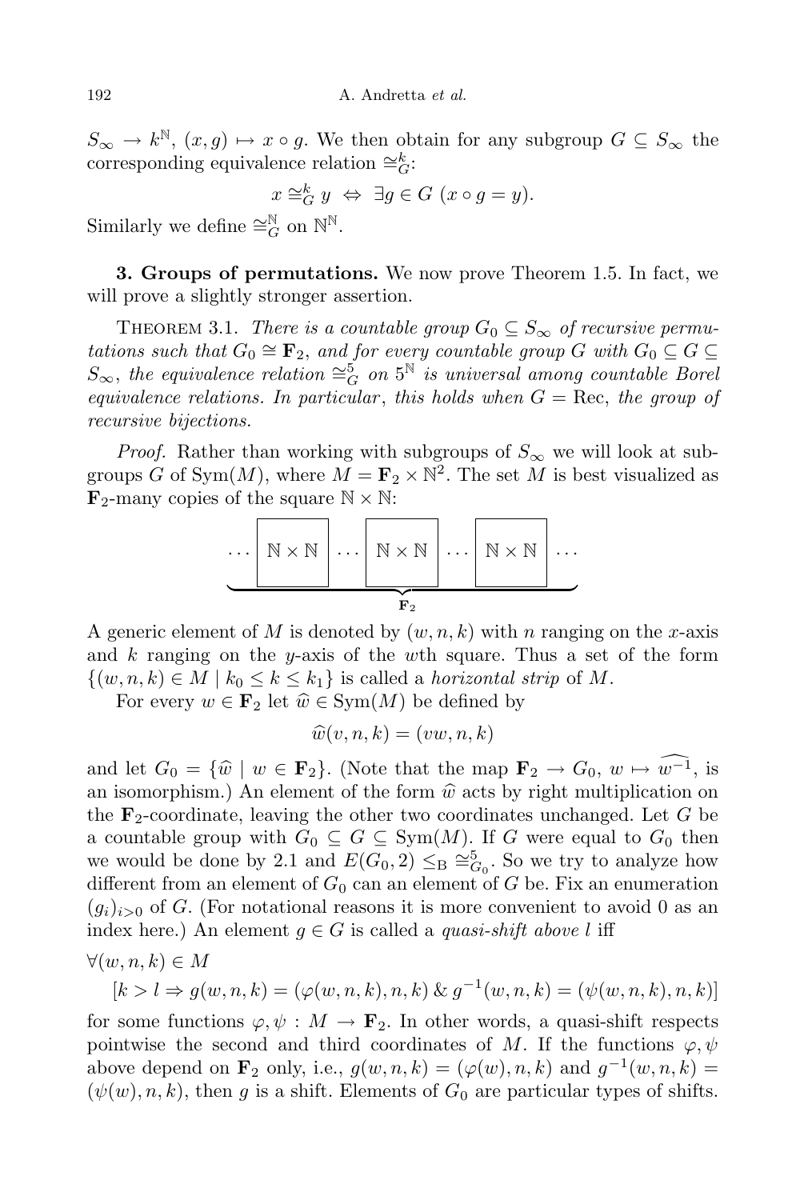$S_\infty \to k^{\mathbb{N}}$, $(x, g) \mapsto x \circ g$. We then obtain for any subgroup $G \subseteq S_\infty$ the corresponding equivalence relation $\cong_G^k$:

$$x \cong_G^k y \Leftrightarrow \exists g \in G \ (x \circ g = y).$$

Similarly we define $\cong_G^{\mathbb{N}}$ on $\mathbb{N}^{\mathbb{N}}$.

**3. Groups of permutations.** We now prove Theorem 1.5. In fact, we will prove a slightly stronger assertion.

THEOREM 3.1. *There is a countable group $G_0 \subseteq S_\infty$ of recursive permutations such that $G_0 \cong \mathbf{F}_2$, and for every countable group $G$ with $G_0 \subseteq G \subseteq S_\infty$, the equivalence relation $\cong_G^5$ on $5^{\mathbb{N}}$ is universal among countable Borel equivalence relations. In particular*, *this holds when $G = \mathrm{Rec}$, the group of recursive bijections.*

*Proof.* Rather than working with subgroups of $S_\infty$ we will look at subgroups $G$ of $\mathrm{Sym}(M)$, where $M = \mathbf{F}_2 \times \mathbb{N}^2$. The set $M$ is best visualized as $\mathbf{F}_2$-many copies of the square $\mathbb{N} \times \mathbb{N}$:

$$\underbrace{\cdots \boxed{\mathbb{N} \times \mathbb{N}} \cdots \boxed{\mathbb{N} \times \mathbb{N}} \cdots \boxed{\mathbb{N} \times \mathbb{N}} \cdots}_{\mathbf{F}_2}$$

A generic element of $M$ is denoted by $(w, n, k)$ with $n$ ranging on the $x$-axis and $k$ ranging on the $y$-axis of the $w$th square. Thus a set of the form $\{(w, n, k) \in M \mid k_0 \leq k \leq k_1\}$ is called a *horizontal strip* of $M$.

For every $w \in \mathbf{F}_2$ let $\widehat{w} \in \mathrm{Sym}(M)$ be defined by

$$\widehat{w}(v, n, k) = (vw, n, k)$$

and let $G_0 = \{\widehat{w} \mid w \in \mathbf{F}_2\}$. (Note that the map $\mathbf{F}_2 \to G_0$, $w \mapsto \widehat{w^{-1}}$, is an isomorphism.) An element of the form $\widehat{w}$ acts by right multiplication on the $\mathbf{F}_2$-coordinate, leaving the other two coordinates unchanged. Let $G$ be a countable group with $G_0 \subseteq G \subseteq \mathrm{Sym}(M)$. If $G$ were equal to $G_0$ then we would be done by 2.1 and $E(G_0, 2) \leq_{\mathrm{B}} \cong_{G_0}^5$. So we try to analyze how different from an element of $G_0$ can an element of $G$ be. Fix an enumeration $(g_i)_{i>0}$ of $G$. (For notational reasons it is more convenient to avoid 0 as an index here.) An element $g \in G$ is called a *quasi-shift above $l$* iff

$\forall (w, n, k) \in M$

$$[k > l \Rightarrow g(w, n, k) = (\varphi(w, n, k), n, k) \ \& \ g^{-1}(w, n, k) = (\psi(w, n, k), n, k)]$$

for some functions $\varphi, \psi : M \to \mathbf{F}_2$. In other words, a quasi-shift respects pointwise the second and third coordinates of $M$. If the functions $\varphi, \psi$ above depend on $\mathbf{F}_2$ only, i.e., $g(w, n, k) = (\varphi(w), n, k)$ and $g^{-1}(w, n, k) = (\psi(w), n, k)$, then $g$ is a shift. Elements of $G_0$ are particular types of shifts.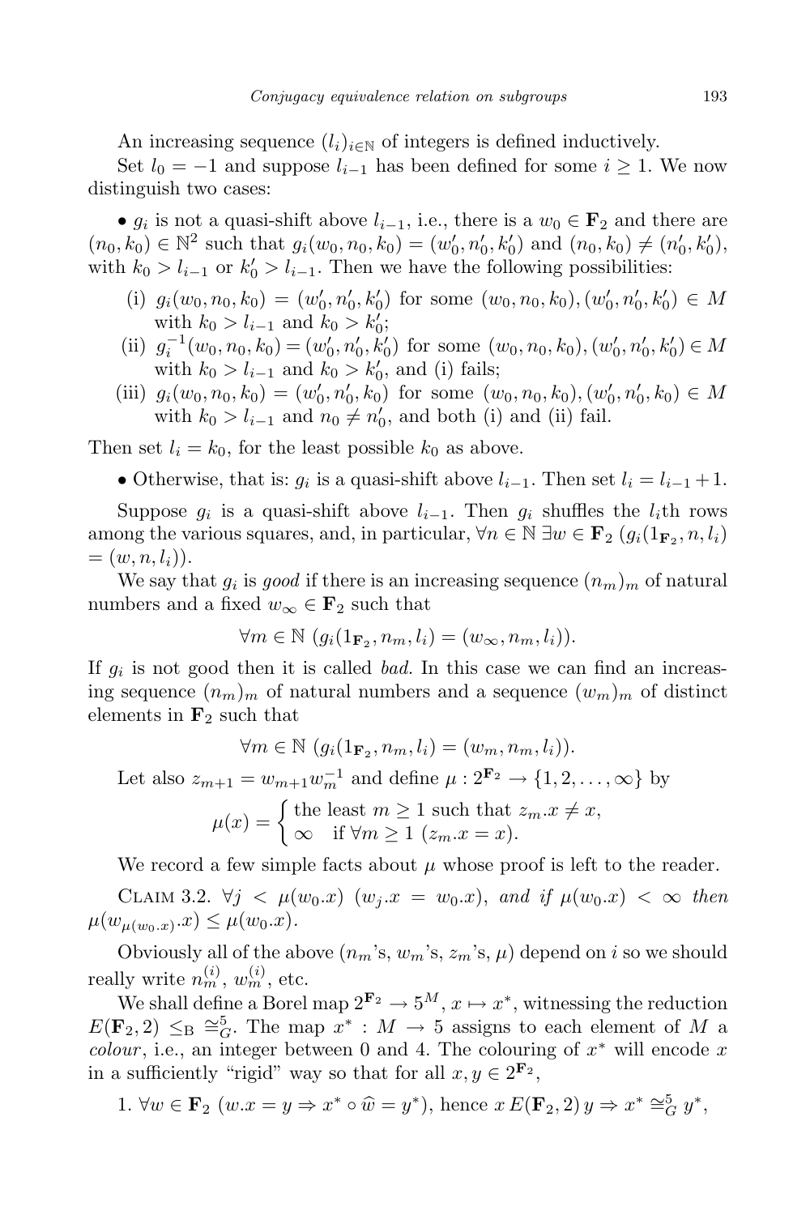An increasing sequence $(l_i)_{i\in\mathbb{N}}$ of integers is defined inductively.

Set $l_0 = -1$ and suppose $l_{i-1}$ has been defined for some $i \geq 1$. We now distinguish two cases:

• $g_i$ is not a quasi-shift above $l_{i-1}$, i.e., there is a $w_0 \in \mathbf{F}_2$ and there are $(n_0, k_0) \in \mathbb{N}^2$ such that $g_i(w_0, n_0, k_0) = (w_0', n_0', k_0')$ and $(n_0, k_0) \neq (n_0', k_0')$, with $k_0 > l_{i-1}$ or $k_0' > l_{i-1}$. Then we have the following possibilities:

- (i) $g_i(w_0, n_0, k_0) = (w_0', n_0', k_0')$ for some $(w_0, n_0, k_0), (w_0', n_0', k_0') \in M$ with $k_0 > l_{i-1}$ and $k_0 > k_0'$;
- (ii) $g_i^{-1}(w_0, n_0, k_0) = (w_0', n_0', k_0')$ for some $(w_0, n_0, k_0), (w_0', n_0', k_0') \in M$ with $k_0 > l_{i-1}$ and $k_0 > k_0'$, and (i) fails;
- (iii) $g_i(w_0, n_0, k_0) = (w_0', n_0', k_0)$ for some $(w_0, n_0, k_0), (w_0', n_0', k_0) \in M$ with $k_0 > l_{i-1}$ and $n_0 \neq n_0'$, and both (i) and (ii) fail.

Then set $l_i = k_0$, for the least possible $k_0$ as above.

• Otherwise, that is: $g_i$ is a quasi-shift above $l_{i-1}$. Then set $l_i = l_{i-1} + 1$.

Suppose $g_i$ is a quasi-shift above $l_{i-1}$. Then $g_i$ shuffles the $l_i$th rows among the various squares, and, in particular, $\forall n \in \mathbb{N}\ \exists w \in \mathbf{F}_2\ (g_i(1_{\mathbf{F}_2}, n, l_i) = (w, n, l_i))$.

We say that $g_i$ is *good* if there is an increasing sequence $(n_m)_m$ of natural numbers and a fixed $w_\infty \in \mathbf{F}_2$ such that

$$\forall m \in \mathbb{N}\ (g_i(1_{\mathbf{F}_2}, n_m, l_i) = (w_\infty, n_m, l_i)).$$

If $g_i$ is not good then it is called *bad*. In this case we can find an increasing sequence $(n_m)_m$ of natural numbers and a sequence $(w_m)_m$ of distinct elements in $\mathbf{F}_2$ such that

$$\forall m \in \mathbb{N}\ (g_i(1_{\mathbf{F}_2}, n_m, l_i) = (w_m, n_m, l_i)).$$

Let also $z_{m+1} = w_{m+1} w_m^{-1}$ and define $\mu : 2^{\mathbf{F}_2} \to \{1, 2, \ldots, \infty\}$ by

$$\mu(x) = \begin{cases} \text{the least } m \geq 1 \text{ such that } z_m.x \neq x, \\ \infty \quad \text{if } \forall m \geq 1\ (z_m.x = x). \end{cases}$$

We record a few simple facts about $\mu$ whose proof is left to the reader.

Claim 3.2. *$\forall j < \mu(w_0.x)\ (w_j.x = w_0.x)$, and if $\mu(w_0.x) < \infty$ then $\mu(w_{\mu(w_0.x)}.x) \leq \mu(w_0.x)$.*

Obviously all of the above ($n_m$'s, $w_m$'s, $z_m$'s, $\mu$) depend on $i$ so we should really write $n_m^{(i)}$, $w_m^{(i)}$, etc.

We shall define a Borel map $2^{\mathbf{F}_2} \to 5^M$, $x \mapsto x^*$, witnessing the reduction $E(\mathbf{F}_2, 2) \leq_{\mathrm{B}} \cong_G^5$. The map $x^* : M \to 5$ assigns to each element of $M$ a *colour*, i.e., an integer between 0 and 4. The colouring of $x^*$ will encode $x$ in a sufficiently "rigid" way so that for all $x, y \in 2^{\mathbf{F}_2}$,

1. $\forall w \in \mathbf{F}_2\ (w.x = y \Rightarrow x^* \circ \widehat{w} = y^*)$, hence $x\, E(\mathbf{F}_2, 2)\, y \Rightarrow x^* \cong_G^5 y^*$,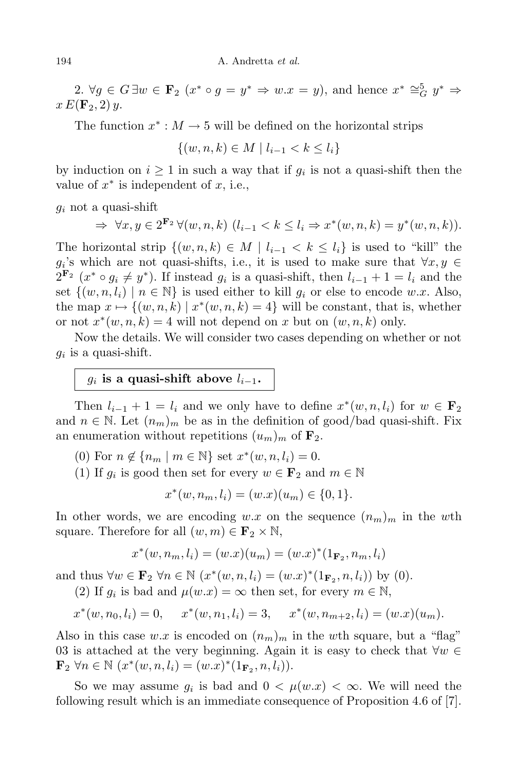2. $\forall g \in G\, \exists w \in \mathbf{F}_2\ (x^* \circ g = y^* \Rightarrow w.x = y)$, and hence $x^* \cong^5_G y^* \Rightarrow x\, E(\mathbf{F}_2, 2)\, y$.

The function $x^* : M \to 5$ will be defined on the horizontal strips

$$\{(w, n, k) \in M \mid l_{i-1} < k \le l_i\}$$

by induction on $i \ge 1$ in such a way that if $g_i$ is not a quasi-shift then the value of $x^*$ is independent of $x$, i.e.,

$g_i$ not a quasi-shift

$$\Rightarrow\ \forall x, y \in 2^{\mathbf{F}_2}\, \forall (w, n, k)\ (l_{i-1} < k \le l_i \Rightarrow x^*(w, n, k) = y^*(w, n, k)).$$

The horizontal strip $\{(w, n, k) \in M \mid l_{i-1} < k \le l_i\}$ is used to "kill" the $g_i$'s which are not quasi-shifts, i.e., it is used to make sure that $\forall x, y \in 2^{\mathbf{F}_2}\ (x^* \circ g_i \ne y^*)$. If instead $g_i$ is a quasi-shift, then $l_{i-1} + 1 = l_i$ and the set $\{(w, n, l_i) \mid n \in \mathbb{N}\}$ is used either to kill $g_i$ or else to encode $w.x$. Also, the map $x \mapsto \{(w, n, k) \mid x^*(w, n, k) = 4\}$ will be constant, that is, whether or not $x^*(w, n, k) = 4$ will not depend on $x$ but on $(w, n, k)$ only.

Now the details. We will consider two cases depending on whether or not $g_i$ is a quasi-shift.

**$g_i$ is a quasi-shift above $l_{i-1}$.**

Then $l_{i-1} + 1 = l_i$ and we only have to define $x^*(w, n, l_i)$ for $w \in \mathbf{F}_2$ and $n \in \mathbb{N}$. Let $(n_m)_m$ be as in the definition of good/bad quasi-shift. Fix an enumeration without repetitions $(u_m)_m$ of $\mathbf{F}_2$.

(0) For $n \notin \{n_m \mid m \in \mathbb{N}\}$ set $x^*(w, n, l_i) = 0$.

(1) If $g_i$ is good then set for every $w \in \mathbf{F}_2$ and $m \in \mathbb{N}$

$$x^*(w, n_m, l_i) = (w.x)(u_m) \in \{0, 1\}.$$

In other words, we are encoding $w.x$ on the sequence $(n_m)_m$ in the $w$th square. Therefore for all $(w, m) \in \mathbf{F}_2 \times \mathbb{N}$,

$$x^*(w, n_m, l_i) = (w.x)(u_m) = (w.x)^*(1_{\mathbf{F}_2}, n_m, l_i)$$

and thus $\forall w \in \mathbf{F}_2\ \forall n \in \mathbb{N}\ (x^*(w, n, l_i) = (w.x)^*(1_{\mathbf{F}_2}, n, l_i))$ by (0).

(2) If $g_i$ is bad and $\mu(w.x) = \infty$ then set, for every $m \in \mathbb{N}$,

$$x^*(w, n_0, l_i) = 0, \quad x^*(w, n_1, l_i) = 3, \quad x^*(w, n_{m+2}, l_i) = (w.x)(u_m).$$

Also in this case $w.x$ is encoded on $(n_m)_m$ in the $w$th square, but a "flag" 03 is attached at the very beginning. Again it is easy to check that $\forall w \in \mathbf{F}_2\ \forall n \in \mathbb{N}\ (x^*(w, n, l_i) = (w.x)^*(1_{\mathbf{F}_2}, n, l_i))$.

So we may assume $g_i$ is bad and $0 < \mu(w.x) < \infty$. We will need the following result which is an immediate consequence of Proposition 4.6 of [7].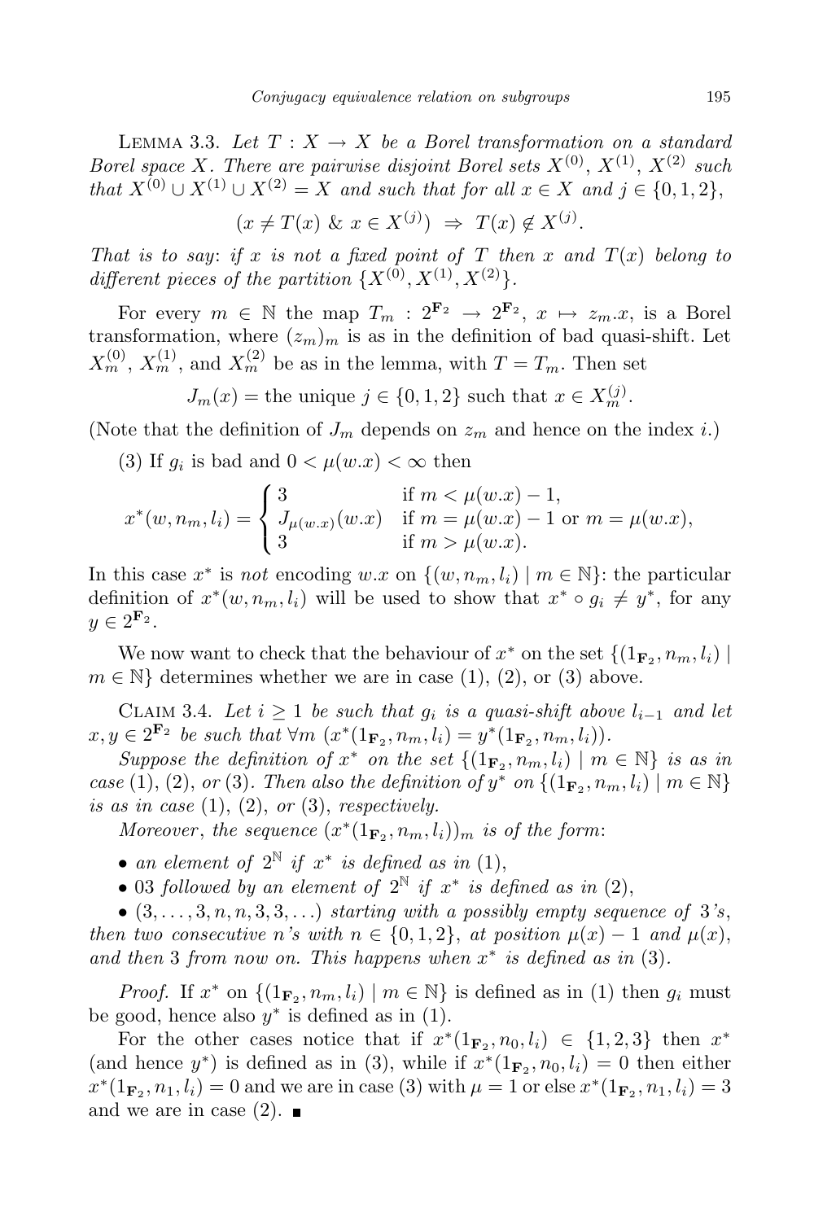Lemma 3.3. *Let $T : X \to X$ be a Borel transformation on a standard Borel space $X$. There are pairwise disjoint Borel sets $X^{(0)}$, $X^{(1)}$, $X^{(2)}$ such that $X^{(0)} \cup X^{(1)} \cup X^{(2)} = X$ and such that for all $x \in X$ and $j \in \{0, 1, 2\}$,*

$$(x \neq T(x) \ \&\ x \in X^{(j)}) \ \Rightarrow\ T(x) \notin X^{(j)}.$$

*That is to say*: *if $x$ is not a fixed point of $T$ then $x$ and $T(x)$ belong to different pieces of the partition $\{X^{(0)}, X^{(1)}, X^{(2)}\}$.*

For every $m \in \mathbb{N}$ the map $T_m : 2^{\mathbf{F}_2} \to 2^{\mathbf{F}_2}$, $x \mapsto z_m.x$, is a Borel transformation, where $(z_m)_m$ is as in the definition of bad quasi-shift. Let $X_m^{(0)}$, $X_m^{(1)}$, and $X_m^{(2)}$ be as in the lemma, with $T = T_m$. Then set

$$J_m(x) = \text{the unique } j \in \{0, 1, 2\} \text{ such that } x \in X_m^{(j)}.$$

(Note that the definition of $J_m$ depends on $z_m$ and hence on the index $i$.)

(3) If $g_i$ is bad and $0 < \mu(w.x) < \infty$ then

$$x^*(w, n_m, l_i) = \begin{cases} 3 & \text{if } m < \mu(w.x) - 1, \\ J_{\mu(w.x)}(w.x) & \text{if } m = \mu(w.x) - 1 \text{ or } m = \mu(w.x), \\ 3 & \text{if } m > \mu(w.x). \end{cases}$$

In this case $x^*$ is *not* encoding $w.x$ on $\{(w, n_m, l_i) \mid m \in \mathbb{N}\}$: the particular definition of $x^*(w, n_m, l_i)$ will be used to show that $x^* \circ g_i \neq y^*$, for any $y \in 2^{\mathbf{F}_2}$.

We now want to check that the behaviour of $x^*$ on the set $\{(1_{\mathbf{F}_2}, n_m, l_i) \mid m \in \mathbb{N}\}$ determines whether we are in case (1), (2), or (3) above.

Claim 3.4. *Let $i \geq 1$ be such that $g_i$ is a quasi-shift above $l_{i-1}$ and let $x, y \in 2^{\mathbf{F}_2}$ be such that $\forall m\ (x^*(1_{\mathbf{F}_2}, n_m, l_i) = y^*(1_{\mathbf{F}_2}, n_m, l_i))$.*

*Suppose the definition of $x^*$ on the set $\{(1_{\mathbf{F}_2}, n_m, l_i) \mid m \in \mathbb{N}\}$ is as in case* (1), (2), *or* (3). *Then also the definition of $y^*$ on $\{(1_{\mathbf{F}_2}, n_m, l_i) \mid m \in \mathbb{N}\}$ is as in case* (1), (2), *or* (3), *respectively.*

*Moreover*, *the sequence $(x^*(1_{\mathbf{F}_2}, n_m, l_i))_m$ is of the form*:

- *an element of $2^{\mathbb{N}}$ if $x^*$ is defined as in* (1),
- 03 *followed by an element of $2^{\mathbb{N}}$ if $x^*$ is defined as in* (2),
- $(3, \ldots, 3, n, n, 3, 3, \ldots)$ *starting with a possibly empty sequence of* 3*'s, then two consecutive $n$'s with $n \in \{0, 1, 2\}$, at position $\mu(x) - 1$ and $\mu(x)$, and then* 3 *from now on. This happens when $x^*$ is defined as in* (3).

*Proof.* If $x^*$ on $\{(1_{\mathbf{F}_2}, n_m, l_i) \mid m \in \mathbb{N}\}$ is defined as in (1) then $g_i$ must be good, hence also $y^*$ is defined as in (1).

For the other cases notice that if $x^*(1_{\mathbf{F}_2}, n_0, l_i) \in \{1, 2, 3\}$ then $x^*$ (and hence $y^*$) is defined as in (3), while if $x^*(1_{\mathbf{F}_2}, n_0, l_i) = 0$ then either $x^*(1_{\mathbf{F}_2}, n_1, l_i) = 0$ and we are in case (3) with $\mu = 1$ or else $x^*(1_{\mathbf{F}_2}, n_1, l_i) = 3$ and we are in case (2). ∎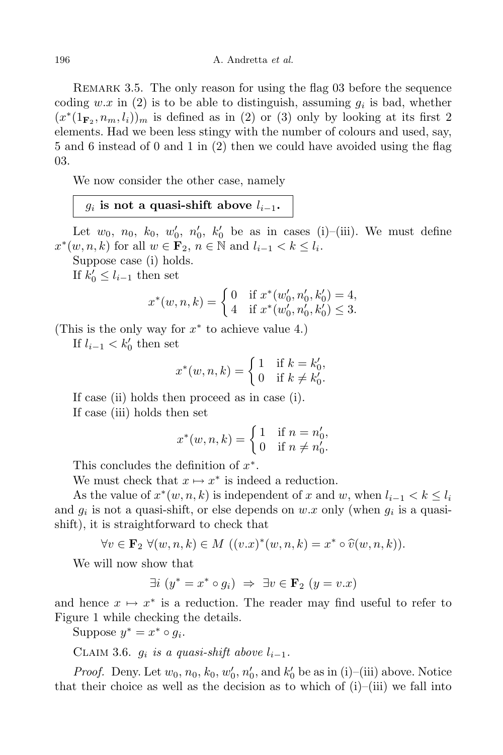Remark 3.5. The only reason for using the flag 03 before the sequence coding $w.x$ in (2) is to be able to distinguish, assuming $g_i$ is bad, whether $(x^*(1_{\mathbf{F}_2}, n_m, l_i))_m$ is defined as in (2) or (3) only by looking at its first 2 elements. Had we been less stingy with the number of colours and used, say, 5 and 6 instead of 0 and 1 in (2) then we could have avoided using the flag 03.

We now consider the other case, namely

**$g_i$ is not a quasi-shift above $l_{i-1}$.**

Let $w_0$, $n_0$, $k_0$, $w_0'$, $n_0'$, $k_0'$ be as in cases (i)–(iii). We must define $x^*(w, n, k)$ for all $w \in \mathbf{F}_2$, $n \in \mathbb{N}$ and $l_{i-1} < k \le l_i$.

Suppose case (i) holds.

If $k_0' \le l_{i-1}$ then set

$$x^*(w, n, k) = \begin{cases} 0 & \text{if } x^*(w_0', n_0', k_0') = 4, \\ 4 & \text{if } x^*(w_0', n_0', k_0') \le 3. \end{cases}$$

(This is the only way for $x^*$ to achieve value 4.)

If $l_{i-1} < k_0'$ then set

$$x^*(w, n, k) = \begin{cases} 1 & \text{if } k = k_0', \\ 0 & \text{if } k \ne k_0'. \end{cases}$$

If case (ii) holds then proceed as in case (i).

If case (iii) holds then set

$$x^*(w, n, k) = \begin{cases} 1 & \text{if } n = n_0', \\ 0 & \text{if } n \ne n_0'. \end{cases}$$

This concludes the definition of $x^*$.

We must check that $x \mapsto x^*$ is indeed a reduction.

As the value of $x^*(w, n, k)$ is independent of $x$ and $w$, when $l_{i-1} < k \le l_i$ and $g_i$ is not a quasi-shift, or else depends on $w.x$ only (when $g_i$ is a quasi-shift), it is straightforward to check that

$$\forall v \in \mathbf{F}_2 \ \forall (w, n, k) \in M \ ((v.x)^*(w, n, k) = x^* \circ \widehat{v}(w, n, k)).$$

We will now show that

$$\exists i \ (y^* = x^* \circ g_i) \ \Rightarrow \ \exists v \in \mathbf{F}_2 \ (y = v.x)$$

and hence $x \mapsto x^*$ is a reduction. The reader may find useful to refer to Figure 1 while checking the details.

Suppose $y^* = x^* \circ g_i$.

Claim 3.6. *$g_i$ is a quasi-shift above $l_{i-1}$.*

*Proof.* Deny. Let $w_0$, $n_0$, $k_0$, $w_0'$, $n_0'$, and $k_0'$ be as in (i)–(iii) above. Notice that their choice as well as the decision as to which of (i)–(iii) we fall into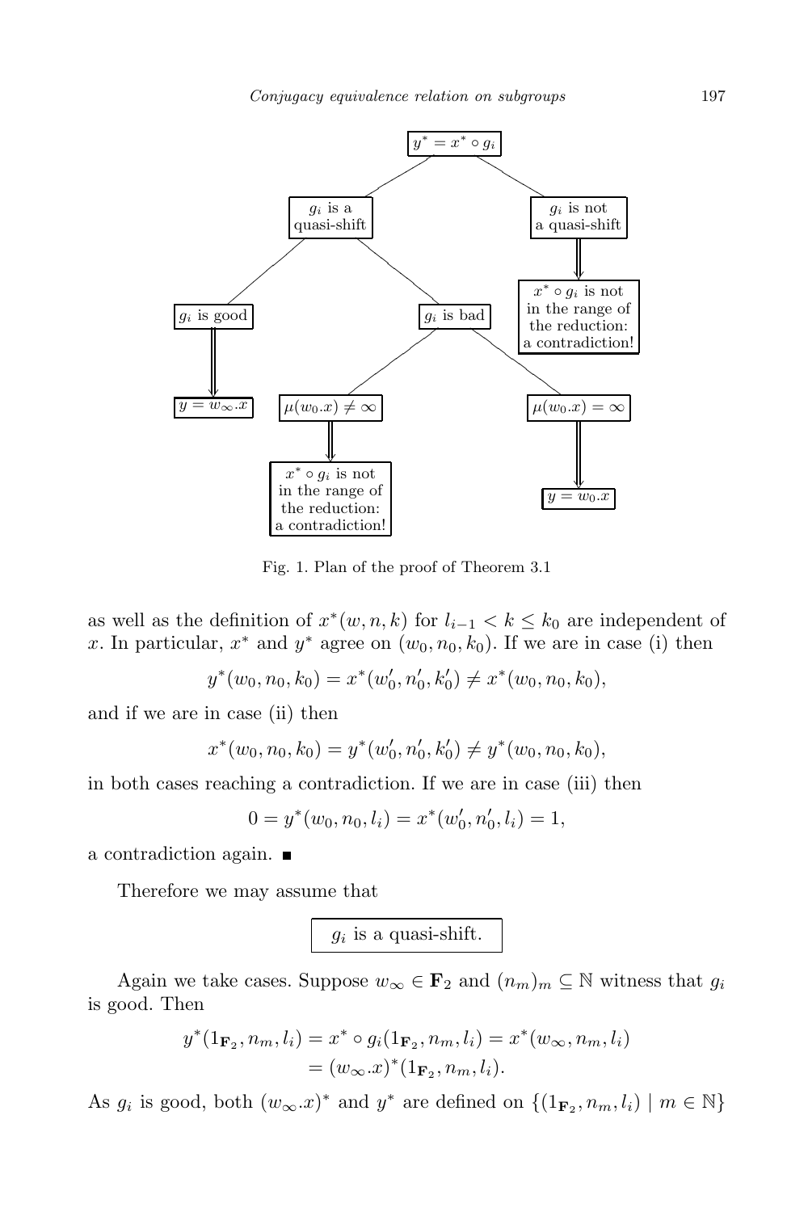- $y^* = x^* \circ g_i$
  - $g_i$ is a quasi-shift
    - $g_i$ is good
      - $y = w_\infty.x$
    - $g_i$ is bad
      - $\mu(w_0.x) \neq \infty$
        - $x^* \circ g_i$ is not in the range of the reduction: a contradiction!
      - $\mu(w_0.x) = \infty$
        - $y = w_0.x$
  - $g_i$ is not a quasi-shift
    - $x^* \circ g_i$ is not in the range of the reduction: a contradiction!

Fig. 1. Plan of the proof of Theorem 3.1

as well as the definition of $x^*(w, n, k)$ for $l_{i-1} < k \leq k_0$ are independent of $x$. In particular, $x^*$ and $y^*$ agree on $(w_0, n_0, k_0)$. If we are in case (i) then

$$y^*(w_0, n_0, k_0) = x^*(w_0', n_0', k_0') \neq x^*(w_0, n_0, k_0),$$

and if we are in case (ii) then

$$x^*(w_0, n_0, k_0) = y^*(w_0', n_0', k_0') \neq y^*(w_0, n_0, k_0),$$

in both cases reaching a contradiction. If we are in case (iii) then

$$0 = y^*(w_0, n_0, l_i) = x^*(w_0', n_0', l_i) = 1,$$

a contradiction again. ∎

Therefore we may assume that

$g_i$ is a quasi-shift.

Again we take cases. Suppose $w_\infty \in \mathbf{F}_2$ and $(n_m)_m \subseteq \mathbb{N}$ witness that $g_i$ is good. Then

$$\begin{aligned} y^*(1_{\mathbf{F}_2}, n_m, l_i) &= x^* \circ g_i(1_{\mathbf{F}_2}, n_m, l_i) = x^*(w_\infty, n_m, l_i) \\ &= (w_\infty.x)^*(1_{\mathbf{F}_2}, n_m, l_i). \end{aligned}$$

As $g_i$ is good, both $(w_\infty.x)^*$ and $y^*$ are defined on $\{(1_{\mathbf{F}_2}, n_m, l_i) \mid m \in \mathbb{N}\}$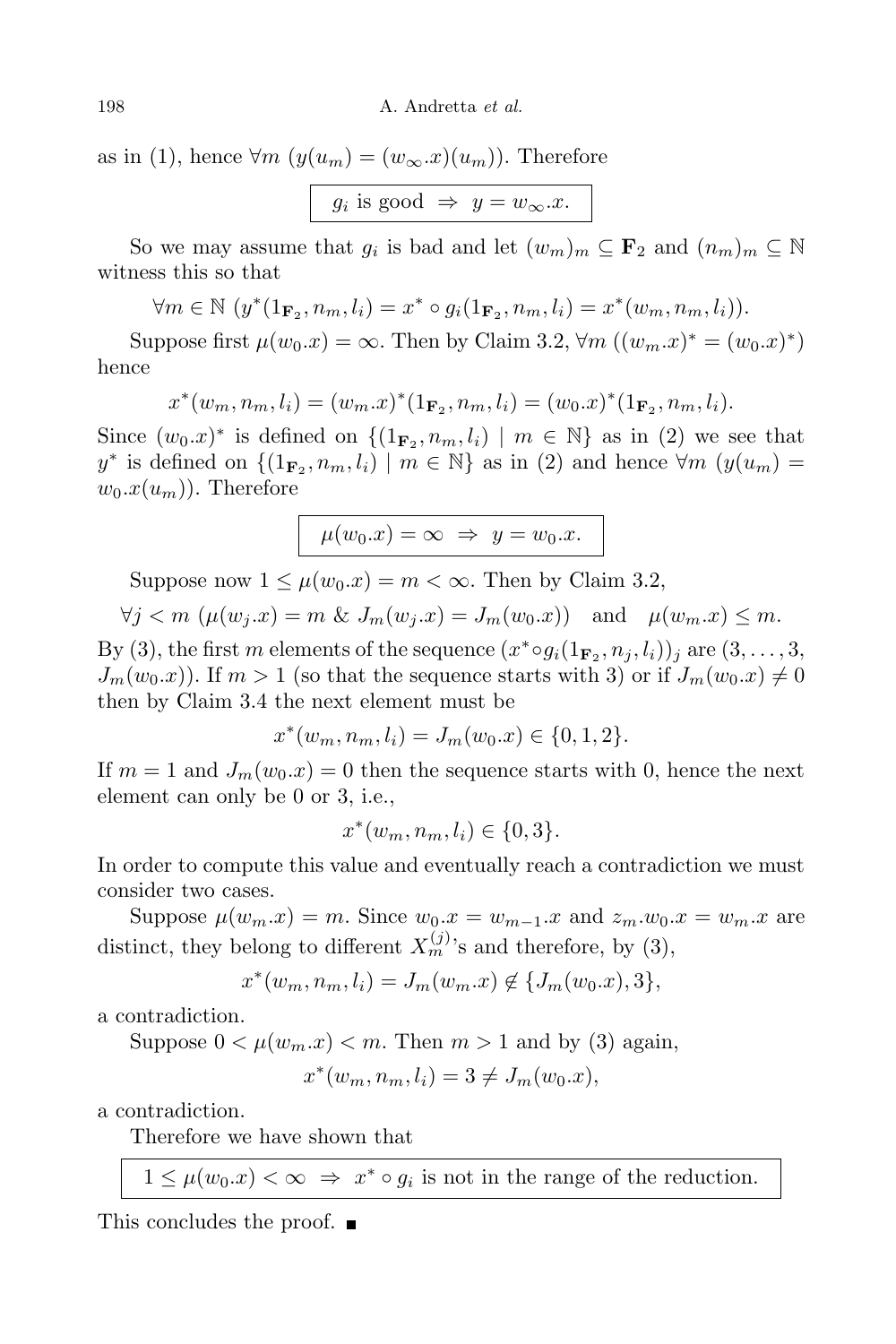as in (1), hence $\forall m\ (y(u_m) = (w_\infty.x)(u_m))$. Therefore

$$\boxed{g_i \text{ is good } \Rightarrow\ y = w_\infty.x.}$$

So we may assume that $g_i$ is bad and let $(w_m)_m \subseteq \mathbf{F}_2$ and $(n_m)_m \subseteq \mathbb{N}$ witness this so that

$$\forall m \in \mathbb{N}\ (y^*(1_{\mathbf{F}_2}, n_m, l_i) = x^* \circ g_i(1_{\mathbf{F}_2}, n_m, l_i) = x^*(w_m, n_m, l_i)).$$

Suppose first $\mu(w_0.x) = \infty$. Then by Claim 3.2, $\forall m\ ((w_m.x)^* = (w_0.x)^*)$ hence

$$x^*(w_m, n_m, l_i) = (w_m.x)^*(1_{\mathbf{F}_2}, n_m, l_i) = (w_0.x)^*(1_{\mathbf{F}_2}, n_m, l_i).$$

Since $(w_0.x)^*$ is defined on $\{(1_{\mathbf{F}_2}, n_m, l_i) \mid m \in \mathbb{N}\}$ as in (2) we see that $y^*$ is defined on $\{(1_{\mathbf{F}_2}, n_m, l_i) \mid m \in \mathbb{N}\}$ as in (2) and hence $\forall m\ (y(u_m) = w_0.x(u_m))$. Therefore

$$\boxed{\mu(w_0.x) = \infty\ \Rightarrow\ y = w_0.x.}$$

Suppose now $1 \leq \mu(w_0.x) = m < \infty$. Then by Claim 3.2,

$$\forall j < m\ (\mu(w_j.x) = m\ \&\ J_m(w_j.x) = J_m(w_0.x)) \quad \text{and} \quad \mu(w_m.x) \leq m.$$

By (3), the first $m$ elements of the sequence $(x^* \circ g_i(1_{\mathbf{F}_2}, n_j, l_i))_j$ are $(3, \ldots, 3, J_m(w_0.x))$. If $m > 1$ (so that the sequence starts with 3) or if $J_m(w_0.x) \neq 0$ then by Claim 3.4 the next element must be

$$x^*(w_m, n_m, l_i) = J_m(w_0.x) \in \{0, 1, 2\}.$$

If $m = 1$ and $J_m(w_0.x) = 0$ then the sequence starts with 0, hence the next element can only be 0 or 3, i.e.,

$$x^*(w_m, n_m, l_i) \in \{0, 3\}.$$

In order to compute this value and eventually reach a contradiction we must consider two cases.

Suppose $\mu(w_m.x) = m$. Since $w_0.x = w_{m-1}.x$ and $z_m.w_0.x = w_m.x$ are distinct, they belong to different $X_m^{(j)}$'s and therefore, by (3),

$$x^*(w_m, n_m, l_i) = J_m(w_m.x) \notin \{J_m(w_0.x), 3\},$$

a contradiction.

Suppose $0 < \mu(w_m.x) < m$. Then $m > 1$ and by (3) again,

$$x^*(w_m, n_m, l_i) = 3 \neq J_m(w_0.x),$$

a contradiction.

Therefore we have shown that

$$\boxed{1 \leq \mu(w_0.x) < \infty\ \Rightarrow\ x^* \circ g_i \text{ is not in the range of the reduction.}}$$

This concludes the proof. ■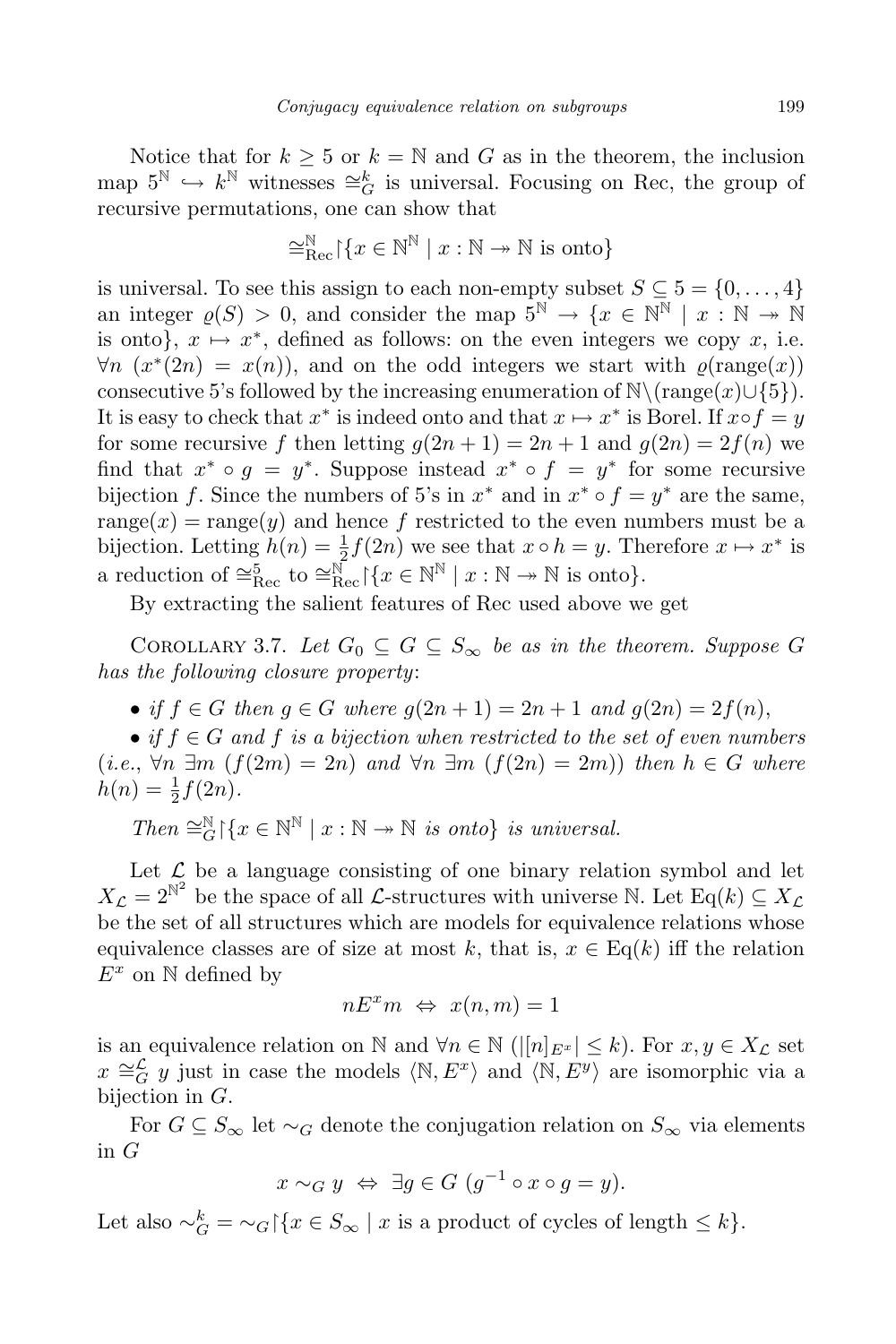Notice that for $k \geq 5$ or $k = \mathbb{N}$ and $G$ as in the theorem, the inclusion map $5^{\mathbb{N}} \hookrightarrow k^{\mathbb{N}}$ witnesses $\cong_G^k$ is universal. Focusing on Rec, the group of recursive permutations, one can show that

$$\cong_{\mathrm{Rec}}^{\mathbb{N}} \restriction \{x \in \mathbb{N}^{\mathbb{N}} \mid x : \mathbb{N} \twoheadrightarrow \mathbb{N} \text{ is onto}\}$$

is universal. To see this assign to each non-empty subset $S \subseteq 5 = \{0, \ldots, 4\}$ an integer $\varrho(S) > 0$, and consider the map $5^{\mathbb{N}} \to \{x \in \mathbb{N}^{\mathbb{N}} \mid x : \mathbb{N} \twoheadrightarrow \mathbb{N}$ is onto$\}$, $x \mapsto x^*$, defined as follows: on the even integers we copy $x$, i.e. $\forall n\ (x^*(2n) = x(n))$, and on the odd integers we start with $\varrho(\mathrm{range}(x))$ consecutive 5's followed by the increasing enumeration of $\mathbb{N} \setminus (\mathrm{range}(x) \cup \{5\})$. It is easy to check that $x^*$ is indeed onto and that $x \mapsto x^*$ is Borel. If $x \circ f = y$ for some recursive $f$ then letting $g(2n+1) = 2n+1$ and $g(2n) = 2f(n)$ we find that $x^* \circ g = y^*$. Suppose instead $x^* \circ f = y^*$ for some recursive bijection $f$. Since the numbers of 5's in $x^*$ and in $x^* \circ f = y^*$ are the same, $\mathrm{range}(x) = \mathrm{range}(y)$ and hence $f$ restricted to the even numbers must be a bijection. Letting $h(n) = \frac{1}{2} f(2n)$ we see that $x \circ h = y$. Therefore $x \mapsto x^*$ is a reduction of $\cong_{\mathrm{Rec}}^5$ to $\cong_{\mathrm{Rec}}^{\mathbb{N}} \restriction \{x \in \mathbb{N}^{\mathbb{N}} \mid x : \mathbb{N} \twoheadrightarrow \mathbb{N}$ is onto$\}$.

By extracting the salient features of Rec used above we get

COROLLARY 3.7. *Let $G_0 \subseteq G \subseteq S_\infty$ be as in the theorem. Suppose $G$ has the following closure property*:

- *if $f \in G$ then $g \in G$ where $g(2n+1) = 2n+1$ and $g(2n) = 2f(n)$,*
- *if $f \in G$ and $f$ is a bijection when restricted to the set of even numbers (i.e., $\forall n\ \exists m\ (f(2m) = 2n)$ and $\forall n\ \exists m\ (f(2n) = 2m)$) then $h \in G$ where $h(n) = \frac{1}{2} f(2n)$.*

*Then $\cong_G^{\mathbb{N}} \restriction \{x \in \mathbb{N}^{\mathbb{N}} \mid x : \mathbb{N} \twoheadrightarrow \mathbb{N}$ is onto$\}$ is universal.*

Let $\mathcal{L}$ be a language consisting of one binary relation symbol and let $X_{\mathcal{L}} = 2^{\mathbb{N}^2}$ be the space of all $\mathcal{L}$-structures with universe $\mathbb{N}$. Let $\mathrm{Eq}(k) \subseteq X_{\mathcal{L}}$ be the set of all structures which are models for equivalence relations whose equivalence classes are of size at most $k$, that is, $x \in \mathrm{Eq}(k)$ iff the relation $E^x$ on $\mathbb{N}$ defined by

$$n E^x m \iff x(n, m) = 1$$

is an equivalence relation on $\mathbb{N}$ and $\forall n \in \mathbb{N}\ (|[n]_{E^x}| \leq k)$. For $x, y \in X_{\mathcal{L}}$ set $x \cong_G^{\mathcal{L}} y$ just in case the models $\langle \mathbb{N}, E^x \rangle$ and $\langle \mathbb{N}, E^y \rangle$ are isomorphic via a bijection in $G$.

For $G \subseteq S_\infty$ let $\sim_G$ denote the conjugation relation on $S_\infty$ via elements in $G$

$$x \sim_G y \iff \exists g \in G\ (g^{-1} \circ x \circ g = y).$$

Let also $\sim_G^k = \sim_G \restriction \{x \in S_\infty \mid x \text{ is a product of cycles of length} \leq k\}$.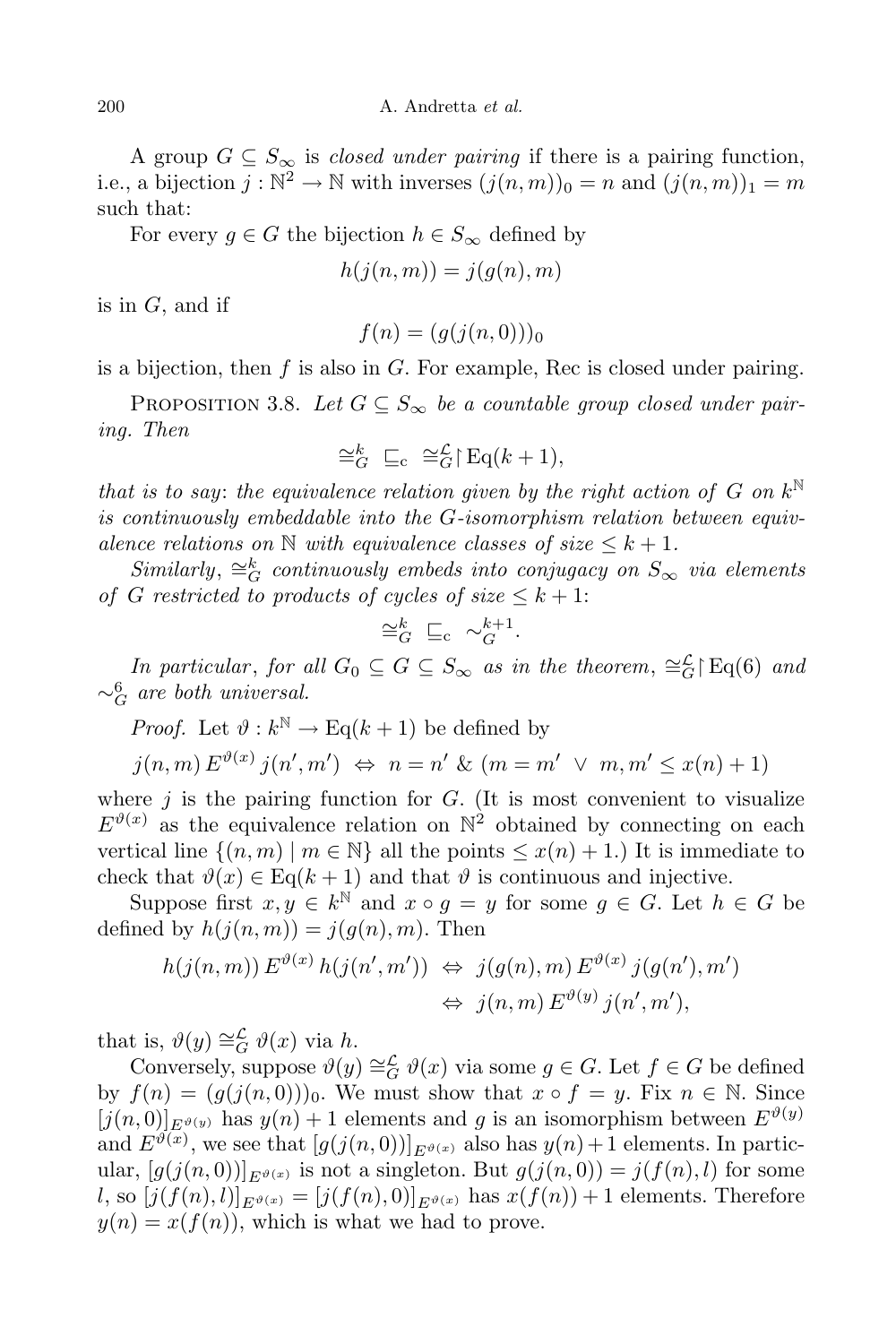A group $G \subseteq S_\infty$ is *closed under pairing* if there is a pairing function, i.e., a bijection $j : \mathbb{N}^2 \to \mathbb{N}$ with inverses $(j(n,m))_0 = n$ and $(j(n,m))_1 = m$ such that:

For every $g \in G$ the bijection $h \in S_\infty$ defined by

$$h(j(n,m)) = j(g(n), m)$$

is in $G$, and if

$$f(n) = (g(j(n,0)))_0$$

is a bijection, then $f$ is also in $G$. For example, Rec is closed under pairing.

Proposition 3.8. *Let $G \subseteq S_\infty$ be a countable group closed under pairing. Then*

$$\cong^k_G \ \sqsubseteq_{\mathrm{c}} \ \cong^{\mathcal{L}}_G \restriction \mathrm{Eq}(k+1),$$

*that is to say*: *the equivalence relation given by the right action of $G$ on $k^{\mathbb{N}}$ is continuously embeddable into the $G$-isomorphism relation between equivalence relations on $\mathbb{N}$ with equivalence classes of size $\leq k+1$.*

*Similarly, $\cong^k_G$ continuously embeds into conjugacy on $S_\infty$ via elements of $G$ restricted to products of cycles of size $\leq k+1$*:

$$\cong^k_G \ \sqsubseteq_{\mathrm{c}} \ \sim^{k+1}_G.$$

*In particular*, *for all $G_0 \subseteq G \subseteq S_\infty$ as in the theorem*, *$\cong^{\mathcal{L}}_G \restriction \mathrm{Eq}(6)$ and $\sim^6_G$ are both universal.*

*Proof.* Let $\vartheta : k^{\mathbb{N}} \to \mathrm{Eq}(k+1)$ be defined by

$$j(n,m)\, E^{\vartheta(x)}\, j(n',m') \ \Leftrightarrow \ n = n' \ \& \ (m = m' \ \vee \ m, m' \leq x(n)+1)$$

where $j$ is the pairing function for $G$. (It is most convenient to visualize $E^{\vartheta(x)}$ as the equivalence relation on $\mathbb{N}^2$ obtained by connecting on each vertical line $\{(n,m) \mid m \in \mathbb{N}\}$ all the points $\leq x(n)+1$.) It is immediate to check that $\vartheta(x) \in \mathrm{Eq}(k+1)$ and that $\vartheta$ is continuous and injective.

Suppose first $x, y \in k^{\mathbb{N}}$ and $x \circ g = y$ for some $g \in G$. Let $h \in G$ be defined by $h(j(n,m)) = j(g(n), m)$. Then

$$\begin{aligned} h(j(n,m))\, E^{\vartheta(x)}\, h(j(n',m')) \ &\Leftrightarrow \ j(g(n),m)\, E^{\vartheta(x)}\, j(g(n'),m') \\ &\Leftrightarrow \ j(n,m)\, E^{\vartheta(y)}\, j(n',m'), \end{aligned}$$

that is, $\vartheta(y) \cong^{\mathcal{L}}_G \vartheta(x)$ via $h$.

Conversely, suppose $\vartheta(y) \cong^{\mathcal{L}}_G \vartheta(x)$ via some $g \in G$. Let $f \in G$ be defined by $f(n) = (g(j(n,0)))_0$. We must show that $x \circ f = y$. Fix $n \in \mathbb{N}$. Since $[j(n,0)]_{E^{\vartheta(y)}}$ has $y(n)+1$ elements and $g$ is an isomorphism between $E^{\vartheta(y)}$ and $E^{\vartheta(x)}$, we see that $[g(j(n,0))]_{E^{\vartheta(x)}}$ also has $y(n)+1$ elements. In particular, $[g(j(n,0))]_{E^{\vartheta(x)}}$ is not a singleton. But $g(j(n,0)) = j(f(n), l)$ for some $l$, so $[j(f(n),l)]_{E^{\vartheta(x)}} = [j(f(n),0)]_{E^{\vartheta(x)}}$ has $x(f(n))+1$ elements. Therefore $y(n) = x(f(n))$, which is what we had to prove.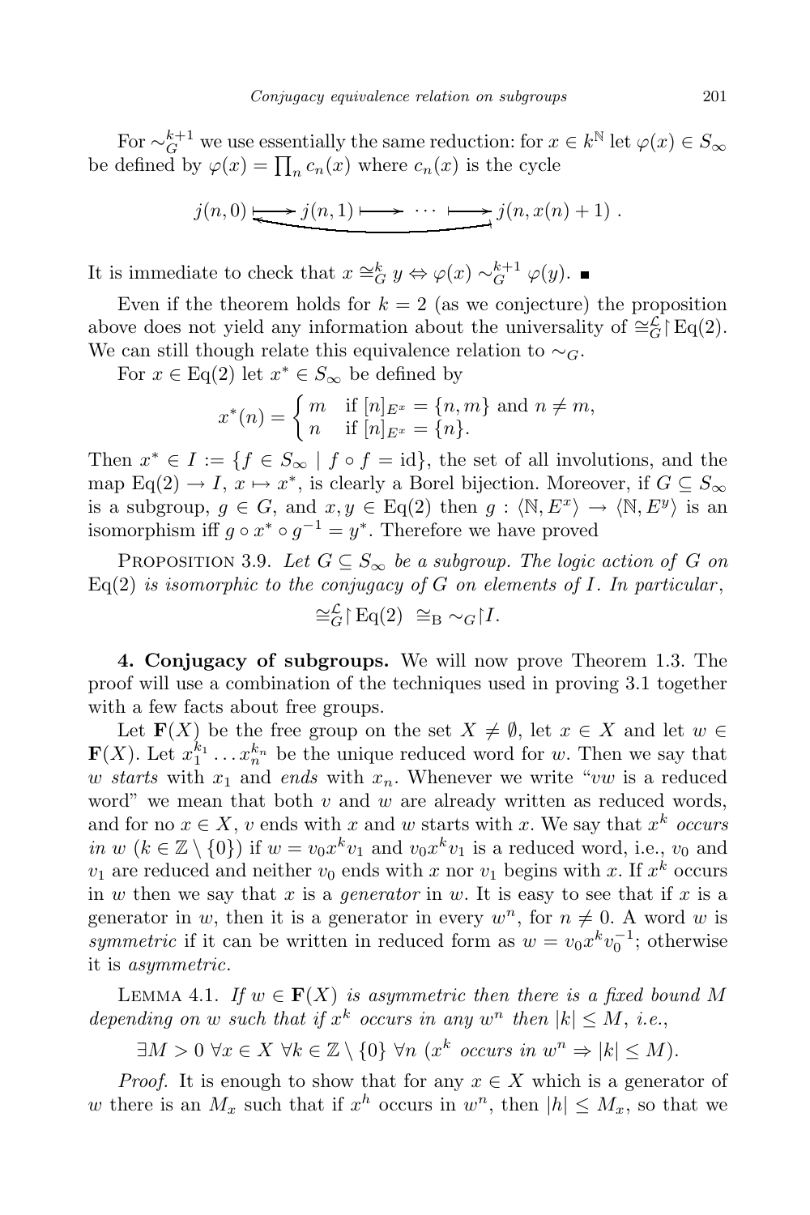For $\sim_G^{k+1}$ we use essentially the same reduction: for $x \in k^{\mathbb{N}}$ let $\varphi(x) \in S_\infty$ be defined by $\varphi(x) = \prod_n c_n(x)$ where $c_n(x)$ is the cycle

$$j(n,0) \longmapsto j(n,1) \longmapsto \cdots \longmapsto j(n,x(n)+1)\ .$$

It is immediate to check that $x \cong_G^k y \Leftrightarrow \varphi(x) \sim_G^{k+1} \varphi(y)$. ∎

Even if the theorem holds for $k = 2$ (as we conjecture) the proposition above does not yield any information about the universality of $\cong_G^{\mathcal{L}} \restriction \mathrm{Eq}(2)$. We can still though relate this equivalence relation to $\sim_G$.

For $x \in \mathrm{Eq}(2)$ let $x^* \in S_\infty$ be defined by

$$x^*(n) = \begin{cases} m & \text{if } [n]_{E^x} = \{n,m\} \text{ and } n \neq m, \\ n & \text{if } [n]_{E^x} = \{n\}. \end{cases}$$

Then $x^* \in I := \{f \in S_\infty \mid f \circ f = \mathrm{id}\}$, the set of all involutions, and the map $\mathrm{Eq}(2) \to I$, $x \mapsto x^*$, is clearly a Borel bijection. Moreover, if $G \subseteq S_\infty$ is a subgroup, $g \in G$, and $x, y \in \mathrm{Eq}(2)$ then $g : \langle \mathbb{N}, E^x \rangle \to \langle \mathbb{N}, E^y \rangle$ is an isomorphism iff $g \circ x^* \circ g^{-1} = y^*$. Therefore we have proved

Proposition 3.9. *Let $G \subseteq S_\infty$ be a subgroup. The logic action of $G$ on $\mathrm{Eq}(2)$ is isomorphic to the conjugacy of $G$ on elements of $I$. In particular,*

$$\cong_G^{\mathcal{L}} \restriction \mathrm{Eq}(2) \ \cong_{\mathrm{B}} \sim_G \restriction I.$$

**4. Conjugacy of subgroups.** We will now prove Theorem 1.3. The proof will use a combination of the techniques used in proving 3.1 together with a few facts about free groups.

Let $\mathbf{F}(X)$ be the free group on the set $X \neq \emptyset$, let $x \in X$ and let $w \in \mathbf{F}(X)$. Let $x_1^{k_1} \ldots x_n^{k_n}$ be the unique reduced word for $w$. Then we say that $w$ *starts* with $x_1$ and *ends* with $x_n$. Whenever we write "$vw$ is a reduced word" we mean that both $v$ and $w$ are already written as reduced words, and for no $x \in X$, $v$ ends with $x$ and $w$ starts with $x$. We say that $x^k$ *occurs in* $w$ ($k \in \mathbb{Z} \setminus \{0\}$) if $w = v_0 x^k v_1$ and $v_0 x^k v_1$ is a reduced word, i.e., $v_0$ and $v_1$ are reduced and neither $v_0$ ends with $x$ nor $v_1$ begins with $x$. If $x^k$ occurs in $w$ then we say that $x$ is a *generator* in $w$. It is easy to see that if $x$ is a generator in $w$, then it is a generator in every $w^n$, for $n \neq 0$. A word $w$ is *symmetric* if it can be written in reduced form as $w = v_0 x^k v_0^{-1}$; otherwise it is *asymmetric*.

Lemma 4.1. *If $w \in \mathbf{F}(X)$ is asymmetric then there is a fixed bound $M$ depending on $w$ such that if $x^k$ occurs in any $w^n$ then $|k| \leq M$, i.e.,*

$$\exists M > 0\ \forall x \in X\ \forall k \in \mathbb{Z} \setminus \{0\}\ \forall n\ (x^k \textit{ occurs in } w^n \Rightarrow |k| \leq M).$$

*Proof.* It is enough to show that for any $x \in X$ which is a generator of $w$ there is an $M_x$ such that if $x^h$ occurs in $w^n$, then $|h| \leq M_x$, so that we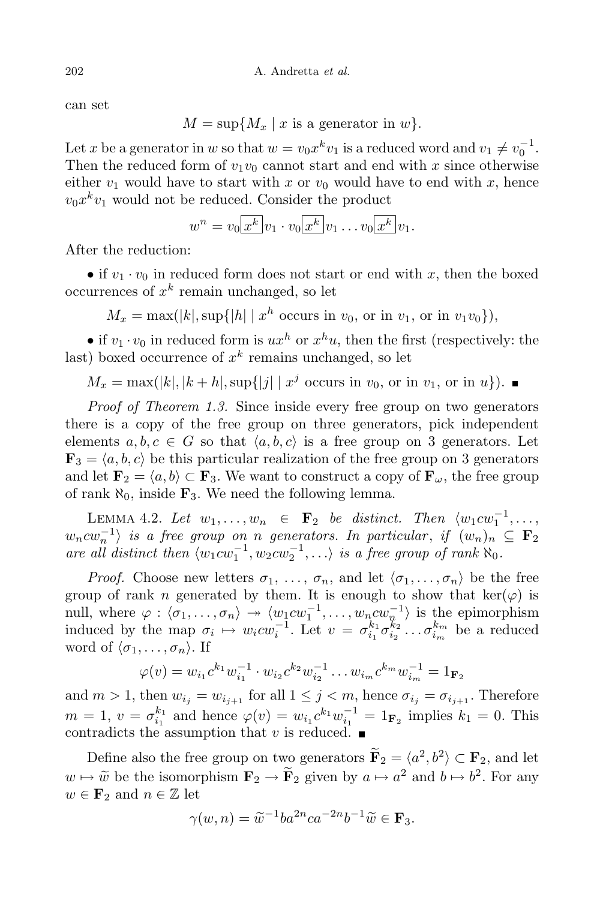can set

$$M = \sup\{M_x \mid x \text{ is a generator in } w\}.$$

Let $x$ be a generator in $w$ so that $w = v_0 x^k v_1$ is a reduced word and $v_1 \neq v_0^{-1}$. Then the reduced form of $v_1 v_0$ cannot start and end with $x$ since otherwise either $v_1$ would have to start with $x$ or $v_0$ would have to end with $x$, hence $v_0 x^k v_1$ would not be reduced. Consider the product

$$w^n = v_0 \boxed{x^k} v_1 \cdot v_0 \boxed{x^k} v_1 \ldots v_0 \boxed{x^k} v_1.$$

After the reduction:

• if $v_1 \cdot v_0$ in reduced form does not start or end with $x$, then the boxed occurrences of $x^k$ remain unchanged, so let

$$M_x = \max(|k|, \sup\{|h| \mid x^h \text{ occurs in } v_0, \text{ or in } v_1, \text{ or in } v_1 v_0\}),$$

• if $v_1 \cdot v_0$ in reduced form is $u x^h$ or $x^h u$, then the first (respectively: the last) boxed occurrence of $x^k$ remains unchanged, so let

$$M_x = \max(|k|, |k+h|, \sup\{|j| \mid x^j \text{ occurs in } v_0, \text{ or in } v_1, \text{ or in } u\}). \blacksquare$$

*Proof of Theorem 1.3.* Since inside every free group on two generators there is a copy of the free group on three generators, pick independent elements $a, b, c \in G$ so that $\langle a, b, c\rangle$ is a free group on 3 generators. Let $\mathbf{F}_3 = \langle a, b, c\rangle$ be this particular realization of the free group on 3 generators and let $\mathbf{F}_2 = \langle a, b\rangle \subset \mathbf{F}_3$. We want to construct a copy of $\mathbf{F}_\omega$, the free group of rank $\aleph_0$, inside $\mathbf{F}_3$. We need the following lemma.

LEMMA 4.2. *Let $w_1, \ldots, w_n \in \mathbf{F}_2$ be distinct. Then $\langle w_1 c w_1^{-1}, \ldots, w_n c w_n^{-1}\rangle$ is a free group on $n$ generators. In particular, if $(w_n)_n \subseteq \mathbf{F}_2$ are all distinct then $\langle w_1 c w_1^{-1}, w_2 c w_2^{-1}, \ldots\rangle$ is a free group of rank $\aleph_0$.*

*Proof.* Choose new letters $\sigma_1, \ldots, \sigma_n$, and let $\langle \sigma_1, \ldots, \sigma_n\rangle$ be the free group of rank $n$ generated by them. It is enough to show that $\ker(\varphi)$ is null, where $\varphi : \langle \sigma_1, \ldots, \sigma_n\rangle \twoheadrightarrow \langle w_1 c w_1^{-1}, \ldots, w_n c w_n^{-1}\rangle$ is the epimorphism induced by the map $\sigma_i \mapsto w_i c w_i^{-1}$. Let $v = \sigma_{i_1}^{k_1} \sigma_{i_2}^{k_2} \ldots \sigma_{i_m}^{k_m}$ be a reduced word of $\langle \sigma_1, \ldots, \sigma_n\rangle$. If

$$\varphi(v) = w_{i_1} c^{k_1} w_{i_1}^{-1} \cdot w_{i_2} c^{k_2} w_{i_2}^{-1} \ldots w_{i_m} c^{k_m} w_{i_m}^{-1} = 1_{\mathbf{F}_2}$$

and $m > 1$, then $w_{i_j} = w_{i_{j+1}}$ for all $1 \leq j < m$, hence $\sigma_{i_j} = \sigma_{i_{j+1}}$. Therefore $m = 1$, $v = \sigma_{i_1}^{k_1}$ and hence $\varphi(v) = w_{i_1} c^{k_1} w_{i_1}^{-1} = 1_{\mathbf{F}_2}$ implies $k_1 = 0$. This contradicts the assumption that $v$ is reduced. $\blacksquare$

Define also the free group on two generators $\widetilde{\mathbf{F}}_2 = \langle a^2, b^2\rangle \subset \mathbf{F}_2$, and let $w \mapsto \widetilde{w}$ be the isomorphism $\mathbf{F}_2 \to \widetilde{\mathbf{F}}_2$ given by $a \mapsto a^2$ and $b \mapsto b^2$. For any $w \in \mathbf{F}_2$ and $n \in \mathbb{Z}$ let

$$\gamma(w, n) = \widetilde{w}^{-1} b a^{2n} c a^{-2n} b^{-1} \widetilde{w} \in \mathbf{F}_3.$$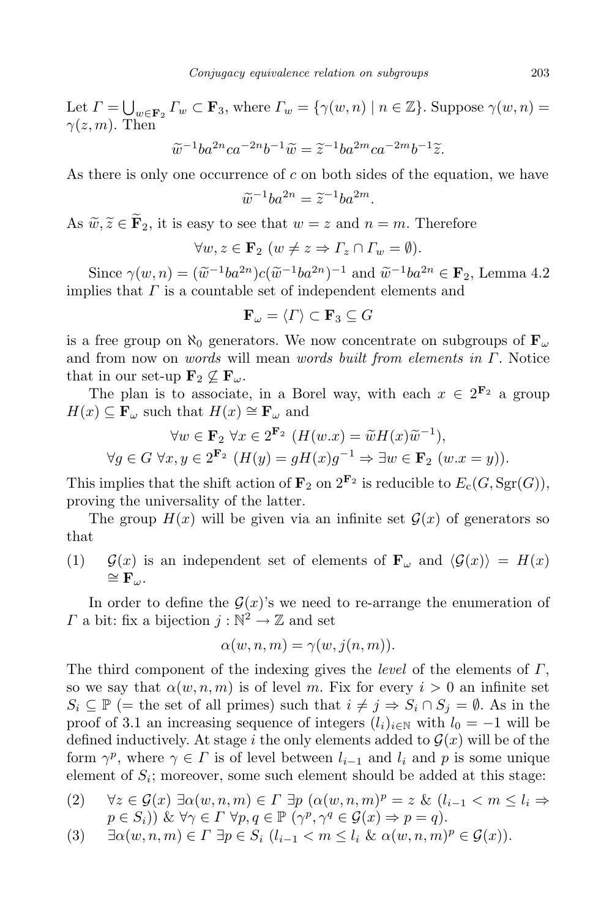Let $\Gamma = \bigcup_{w \in \mathbf{F}_2} \Gamma_w \subset \mathbf{F}_3$, where $\Gamma_w = \{\gamma(w,n) \mid n \in \mathbb{Z}\}$. Suppose $\gamma(w,n) = \gamma(z,m)$. Then

$$\widetilde{w}^{-1} b a^{2n} c a^{-2n} b^{-1} \widetilde{w} = \widetilde{z}^{-1} b a^{2m} c a^{-2m} b^{-1} \widetilde{z}.$$

As there is only one occurrence of $c$ on both sides of the equation, we have

$$\widetilde{w}^{-1} b a^{2n} = \widetilde{z}^{-1} b a^{2m}.$$

As $\widetilde{w}, \widetilde{z} \in \widetilde{\mathbf{F}}_2$, it is easy to see that $w = z$ and $n = m$. Therefore

$$\forall w, z \in \mathbf{F}_2 \ (w \neq z \Rightarrow \Gamma_z \cap \Gamma_w = \emptyset).$$

Since $\gamma(w,n) = (\widetilde{w}^{-1} b a^{2n}) c (\widetilde{w}^{-1} b a^{2n})^{-1}$ and $\widetilde{w}^{-1} b a^{2n} \in \mathbf{F}_2$, Lemma 4.2 implies that $\Gamma$ is a countable set of independent elements and

$$\mathbf{F}_\omega = \langle \Gamma \rangle \subset \mathbf{F}_3 \subseteq G$$

is a free group on $\aleph_0$ generators. We now concentrate on subgroups of $\mathbf{F}_\omega$ and from now on *words* will mean *words built from elements in* $\Gamma$. Notice that in our set-up $\mathbf{F}_2 \not\subseteq \mathbf{F}_\omega$.

The plan is to associate, in a Borel way, with each $x \in 2^{\mathbf{F}_2}$ a group $H(x) \subseteq \mathbf{F}_\omega$ such that $H(x) \cong \mathbf{F}_\omega$ and

$$\forall w \in \mathbf{F}_2 \ \forall x \in 2^{\mathbf{F}_2} \ (H(w.x) = \widetilde{w} H(x) \widetilde{w}^{-1}),$$
$$\forall g \in G \ \forall x, y \in 2^{\mathbf{F}_2} \ (H(y) = g H(x) g^{-1} \Rightarrow \exists w \in \mathbf{F}_2 \ (w.x = y)).$$

This implies that the shift action of $\mathbf{F}_2$ on $2^{\mathbf{F}_2}$ is reducible to $E_{\mathrm{c}}(G, \mathrm{Sgr}(G))$, proving the universality of the latter.

The group $H(x)$ will be given via an infinite set $\mathcal{G}(x)$ of generators so that

(1) $\mathcal{G}(x)$ is an independent set of elements of $\mathbf{F}_\omega$ and $\langle \mathcal{G}(x) \rangle = H(x) \cong \mathbf{F}_\omega$.

In order to define the $\mathcal{G}(x)$'s we need to re-arrange the enumeration of $\Gamma$ a bit: fix a bijection $j : \mathbb{N}^2 \to \mathbb{Z}$ and set

$$\alpha(w,n,m) = \gamma(w, j(n,m)).$$

The third component of the indexing gives the *level* of the elements of $\Gamma$, so we say that $\alpha(w,n,m)$ is of level $m$. Fix for every $i > 0$ an infinite set $S_i \subseteq \mathbb{P}$ (= the set of all primes) such that $i \neq j \Rightarrow S_i \cap S_j = \emptyset$. As in the proof of 3.1 an increasing sequence of integers $(l_i)_{i \in \mathbb{N}}$ with $l_0 = -1$ will be defined inductively. At stage $i$ the only elements added to $\mathcal{G}(x)$ will be of the form $\gamma^p$, where $\gamma \in \Gamma$ is of level between $l_{i-1}$ and $l_i$ and $p$ is some unique element of $S_i$; moreover, some such element should be added at this stage:

(2) $\forall z \in \mathcal{G}(x) \ \exists \alpha(w,n,m) \in \Gamma \ \exists p \ (\alpha(w,n,m)^p = z \ \& \ (l_{i-1} < m \leq l_i \Rightarrow p \in S_i)) \ \& \ \forall \gamma \in \Gamma \ \forall p, q \in \mathbb{P} \ (\gamma^p, \gamma^q \in \mathcal{G}(x) \Rightarrow p = q)$.

(3) $\exists \alpha(w,n,m) \in \Gamma \ \exists p \in S_i \ (l_{i-1} < m \leq l_i \ \& \ \alpha(w,n,m)^p \in \mathcal{G}(x))$.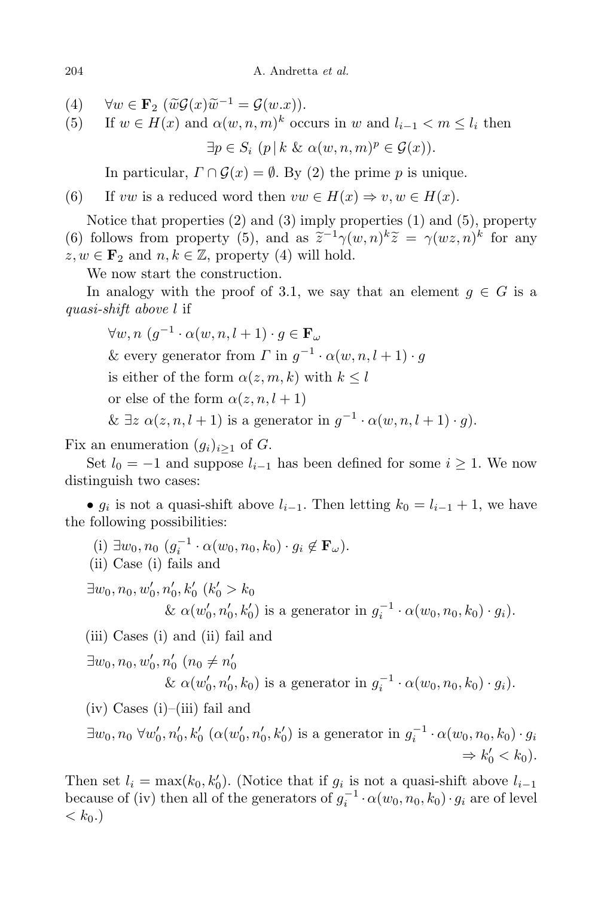(4) $\quad \forall w \in \mathbf{F}_2\ (\widetilde{w}\mathcal{G}(x)\widetilde{w}^{-1} = \mathcal{G}(w.x))$.

(5) $\quad$ If $w \in H(x)$ and $\alpha(w,n,m)^k$ occurs in $w$ and $l_{i-1} < m \le l_i$ then

$$\exists p \in S_i\ (p \mid k\ \&\ \alpha(w,n,m)^p \in \mathcal{G}(x)).$$

In particular, $\Gamma \cap \mathcal{G}(x) = \emptyset$. By (2) the prime $p$ is unique.

(6) $\quad$ If $vw$ is a reduced word then $vw \in H(x) \Rightarrow v, w \in H(x)$.

Notice that properties (2) and (3) imply properties (1) and (5), property (6) follows from property (5), and as $\widetilde{z}^{-1}\gamma(w,n)^k\widetilde{z} = \gamma(wz,n)^k$ for any $z, w \in \mathbf{F}_2$ and $n, k \in \mathbb{Z}$, property (4) will hold.

We now start the construction.

In analogy with the proof of 3.1, we say that an element $g \in G$ is a *quasi-shift above* $l$ if

$$\begin{aligned}
&\forall w, n\ (g^{-1} \cdot \alpha(w,n,l+1) \cdot g \in \mathbf{F}_\omega \\
&\ \&\ \text{every generator from } \Gamma \text{ in } g^{-1} \cdot \alpha(w,n,l+1) \cdot g \\
&\ \text{is either of the form } \alpha(z,m,k) \text{ with } k \le l \\
&\ \text{or else of the form } \alpha(z,n,l+1) \\
&\ \&\ \exists z\ \alpha(z,n,l+1) \text{ is a generator in } g^{-1} \cdot \alpha(w,n,l+1) \cdot g).
\end{aligned}$$

Fix an enumeration $(g_i)_{i \ge 1}$ of $G$.

Set $l_0 = -1$ and suppose $l_{i-1}$ has been defined for some $i \ge 1$. We now distinguish two cases:

• $g_i$ is not a quasi-shift above $l_{i-1}$. Then letting $k_0 = l_{i-1} + 1$, we have the following possibilities:

(i) $\exists w_0, n_0\ (g_i^{-1} \cdot \alpha(w_0,n_0,k_0) \cdot g_i \notin \mathbf{F}_\omega)$.

(ii) Case (i) fails and

$$\begin{aligned}
&\exists w_0, n_0, w_0', n_0', k_0'\ (k_0' > k_0 \\
&\qquad \&\ \alpha(w_0',n_0',k_0') \text{ is a generator in } g_i^{-1} \cdot \alpha(w_0,n_0,k_0) \cdot g_i).
\end{aligned}$$

(iii) Cases (i) and (ii) fail and

$$\begin{aligned}
&\exists w_0, n_0, w_0', n_0'\ (n_0 \ne n_0' \\
&\qquad \&\ \alpha(w_0',n_0',k_0) \text{ is a generator in } g_i^{-1} \cdot \alpha(w_0,n_0,k_0) \cdot g_i).
\end{aligned}$$

(iv) Cases (i)–(iii) fail and

$$\begin{aligned}
&\exists w_0, n_0\ \forall w_0', n_0', k_0'\ (\alpha(w_0',n_0',k_0') \text{ is a generator in } g_i^{-1} \cdot \alpha(w_0,n_0,k_0) \cdot g_i \\
&\qquad \Rightarrow k_0' < k_0).
\end{aligned}$$

Then set $l_i = \max(k_0, k_0')$. (Notice that if $g_i$ is not a quasi-shift above $l_{i-1}$ because of (iv) then all of the generators of $g_i^{-1} \cdot \alpha(w_0,n_0,k_0) \cdot g_i$ are of level $< k_0$.)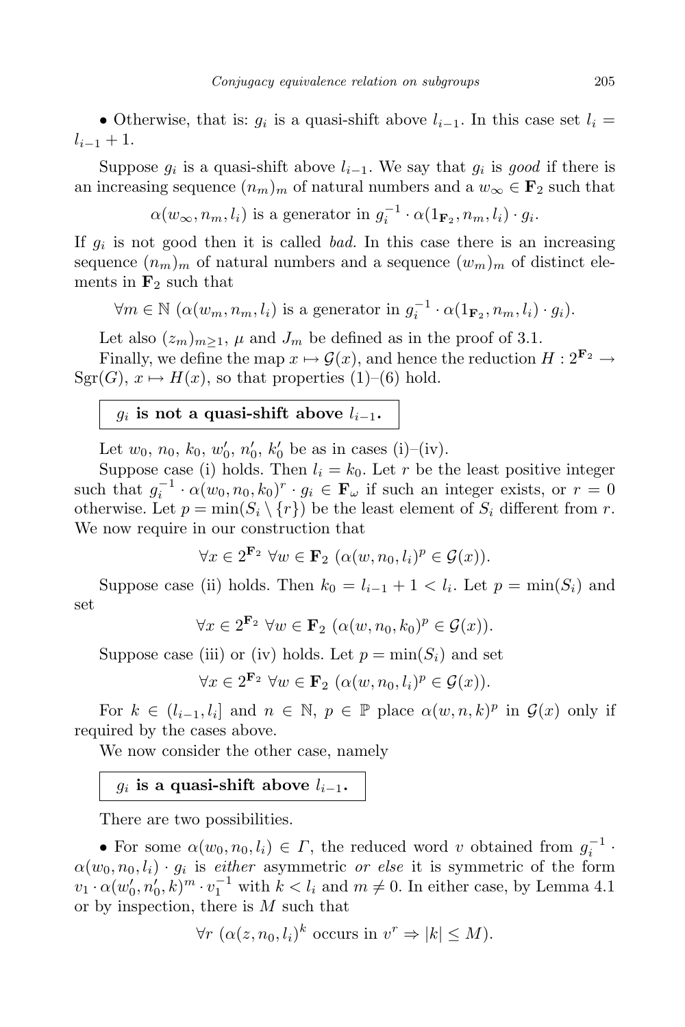• Otherwise, that is: $g_i$ is a quasi-shift above $l_{i-1}$. In this case set $l_i = l_{i-1}+1$.

Suppose $g_i$ is a quasi-shift above $l_{i-1}$. We say that $g_i$ is *good* if there is an increasing sequence $(n_m)_m$ of natural numbers and a $w_\infty \in \mathbf{F}_2$ such that

$$\alpha(w_\infty, n_m, l_i) \text{ is a generator in } g_i^{-1} \cdot \alpha(1_{\mathbf{F}_2}, n_m, l_i) \cdot g_i.$$

If $g_i$ is not good then it is called *bad*. In this case there is an increasing sequence $(n_m)_m$ of natural numbers and a sequence $(w_m)_m$ of distinct elements in $\mathbf{F}_2$ such that

$$\forall m \in \mathbb{N}\ (\alpha(w_m, n_m, l_i) \text{ is a generator in } g_i^{-1} \cdot \alpha(1_{\mathbf{F}_2}, n_m, l_i) \cdot g_i).$$

Let also $(z_m)_{m\geq 1}$, $\mu$ and $J_m$ be defined as in the proof of 3.1.

Finally, we define the map $x \mapsto \mathcal{G}(x)$, and hence the reduction $H : 2^{\mathbf{F}_2} \to \mathrm{Sgr}(G)$, $x \mapsto H(x)$, so that properties (1)–(6) hold.

**$g_i$ is not a quasi-shift above $l_{i-1}$.**

Let $w_0$, $n_0$, $k_0$, $w_0'$, $n_0'$, $k_0'$ be as in cases (i)–(iv).

Suppose case (i) holds. Then $l_i = k_0$. Let $r$ be the least positive integer such that $g_i^{-1} \cdot \alpha(w_0, n_0, k_0)^r \cdot g_i \in \mathbf{F}_\omega$ if such an integer exists, or $r = 0$ otherwise. Let $p = \min(S_i \setminus \{r\})$ be the least element of $S_i$ different from $r$. We now require in our construction that

$$\forall x \in 2^{\mathbf{F}_2}\ \forall w \in \mathbf{F}_2\ (\alpha(w, n_0, l_i)^p \in \mathcal{G}(x)).$$

Suppose case (ii) holds. Then $k_0 = l_{i-1} + 1 < l_i$. Let $p = \min(S_i)$ and set

$$\forall x \in 2^{\mathbf{F}_2}\ \forall w \in \mathbf{F}_2\ (\alpha(w, n_0, k_0)^p \in \mathcal{G}(x)).$$

Suppose case (iii) or (iv) holds. Let $p = \min(S_i)$ and set

$$\forall x \in 2^{\mathbf{F}_2}\ \forall w \in \mathbf{F}_2\ (\alpha(w, n_0, l_i)^p \in \mathcal{G}(x)).$$

For $k \in (l_{i-1}, l_i]$ and $n \in \mathbb{N}$, $p \in \mathbb{P}$ place $\alpha(w, n, k)^p$ in $\mathcal{G}(x)$ only if required by the cases above.

We now consider the other case, namely

**$g_i$ is a quasi-shift above $l_{i-1}$.**

There are two possibilities.

• For some $\alpha(w_0, n_0, l_i) \in \Gamma$, the reduced word $v$ obtained from $g_i^{-1} \cdot \alpha(w_0, n_0, l_i) \cdot g_i$ is *either* asymmetric *or else* it is symmetric of the form $v_1 \cdot \alpha(w_0', n_0', k)^m \cdot v_1^{-1}$ with $k < l_i$ and $m \neq 0$. In either case, by Lemma 4.1 or by inspection, there is $M$ such that

$$\forall r\ (\alpha(z, n_0, l_i)^k \text{ occurs in } v^r \Rightarrow |k| \leq M).$$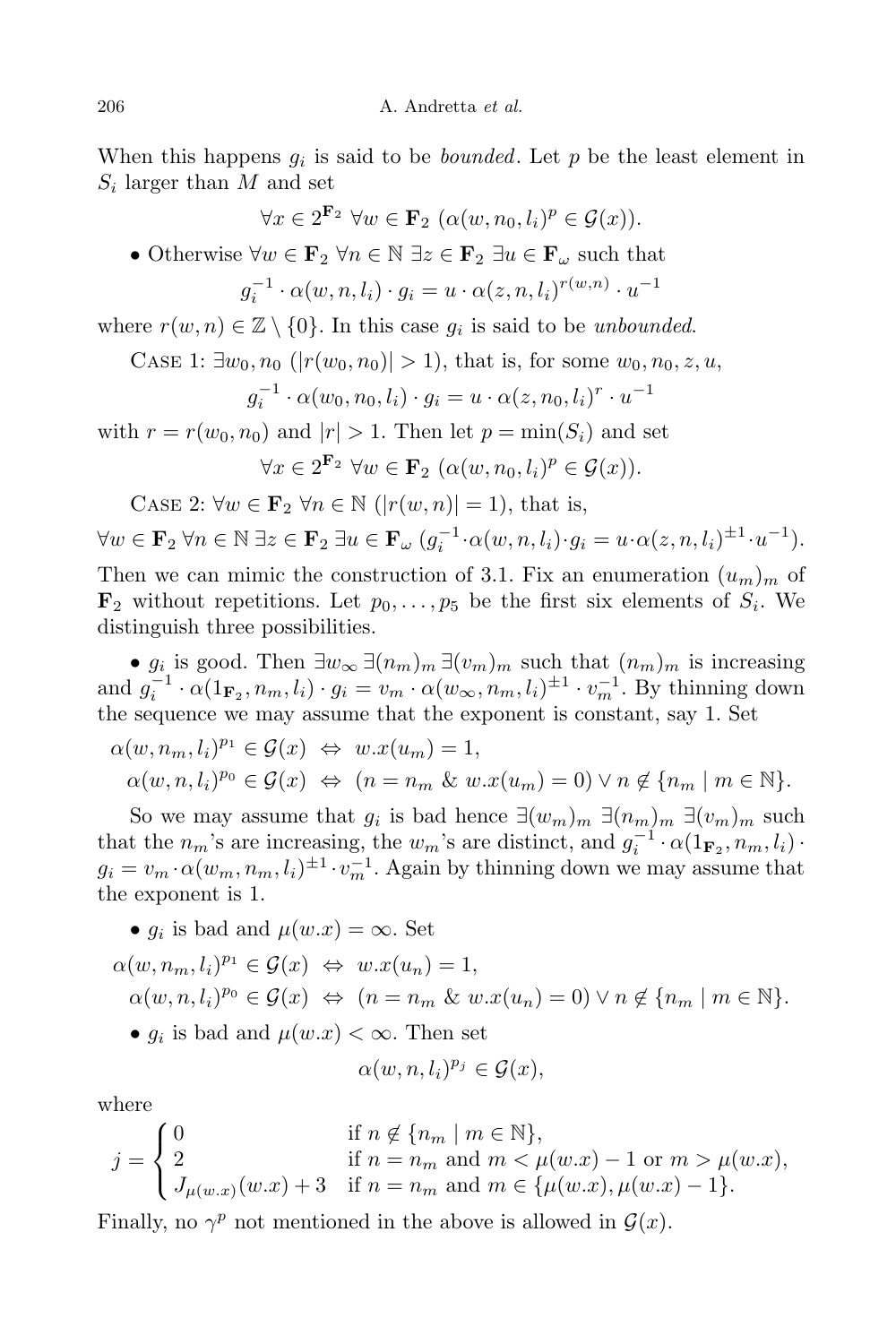When this happens $g_i$ is said to be *bounded*. Let $p$ be the least element in $S_i$ larger than $M$ and set

$$\forall x \in 2^{\mathbf{F}_2}\ \forall w \in \mathbf{F}_2\ (\alpha(w, n_0, l_i)^p \in \mathcal{G}(x)).$$

- Otherwise $\forall w \in \mathbf{F}_2\ \forall n \in \mathbb{N}\ \exists z \in \mathbf{F}_2\ \exists u \in \mathbf{F}_\omega$ such that

$$g_i^{-1} \cdot \alpha(w, n, l_i) \cdot g_i = u \cdot \alpha(z, n, l_i)^{r(w,n)} \cdot u^{-1}$$

where $r(w, n) \in \mathbb{Z} \setminus \{0\}$. In this case $g_i$ is said to be *unbounded*.

Case 1: $\exists w_0, n_0\ (|r(w_0, n_0)| > 1)$, that is, for some $w_0, n_0, z, u$,

$$g_i^{-1} \cdot \alpha(w_0, n_0, l_i) \cdot g_i = u \cdot \alpha(z, n_0, l_i)^r \cdot u^{-1}$$

with $r = r(w_0, n_0)$ and $|r| > 1$. Then let $p = \min(S_i)$ and set

$$\forall x \in 2^{\mathbf{F}_2}\ \forall w \in \mathbf{F}_2\ (\alpha(w, n_0, l_i)^p \in \mathcal{G}(x)).$$

Case 2: $\forall w \in \mathbf{F}_2\ \forall n \in \mathbb{N}\ (|r(w, n)| = 1)$, that is,

$$\forall w \in \mathbf{F}_2\ \forall n \in \mathbb{N}\ \exists z \in \mathbf{F}_2\ \exists u \in \mathbf{F}_\omega\ (g_i^{-1} \cdot \alpha(w, n, l_i) \cdot g_i = u \cdot \alpha(z, n, l_i)^{\pm 1} \cdot u^{-1}).$$

Then we can mimic the construction of 3.1. Fix an enumeration $(u_m)_m$ of $\mathbf{F}_2$ without repetitions. Let $p_0, \ldots, p_5$ be the first six elements of $S_i$. We distinguish three possibilities.

- $g_i$ is good. Then $\exists w_\infty\ \exists (n_m)_m\ \exists (v_m)_m$ such that $(n_m)_m$ is increasing and $g_i^{-1} \cdot \alpha(1_{\mathbf{F}_2}, n_m, l_i) \cdot g_i = v_m \cdot \alpha(w_\infty, n_m, l_i)^{\pm 1} \cdot v_m^{-1}$. By thinning down the sequence we may assume that the exponent is constant, say 1. Set

$$\alpha(w, n_m, l_i)^{p_1} \in \mathcal{G}(x) \ \Leftrightarrow\ w.x(u_m) = 1,$$
$$\alpha(w, n, l_i)^{p_0} \in \mathcal{G}(x) \ \Leftrightarrow\ (n = n_m \ \&\ w.x(u_m) = 0) \vee n \notin \{n_m \mid m \in \mathbb{N}\}.$$

So we may assume that $g_i$ is bad hence $\exists (w_m)_m\ \exists (n_m)_m\ \exists (v_m)_m$ such that the $n_m$'s are increasing, the $w_m$'s are distinct, and $g_i^{-1} \cdot \alpha(1_{\mathbf{F}_2}, n_m, l_i) \cdot g_i = v_m \cdot \alpha(w_m, n_m, l_i)^{\pm 1} \cdot v_m^{-1}$. Again by thinning down we may assume that the exponent is 1.

- $g_i$ is bad and $\mu(w.x) = \infty$. Set

$$\alpha(w, n_m, l_i)^{p_1} \in \mathcal{G}(x) \ \Leftrightarrow\ w.x(u_n) = 1,$$
$$\alpha(w, n, l_i)^{p_0} \in \mathcal{G}(x) \ \Leftrightarrow\ (n = n_m \ \&\ w.x(u_n) = 0) \vee n \notin \{n_m \mid m \in \mathbb{N}\}.$$

- $g_i$ is bad and $\mu(w.x) < \infty$. Then set

$$\alpha(w, n, l_i)^{p_j} \in \mathcal{G}(x),$$

where

$$j = \begin{cases} 0 & \text{if } n \notin \{n_m \mid m \in \mathbb{N}\}, \\ 2 & \text{if } n = n_m \text{ and } m < \mu(w.x) - 1 \text{ or } m > \mu(w.x), \\ J_{\mu(w.x)}(w.x) + 3 & \text{if } n = n_m \text{ and } m \in \{\mu(w.x), \mu(w.x) - 1\}. \end{cases}$$

Finally, no $\gamma^p$ not mentioned in the above is allowed in $\mathcal{G}(x)$.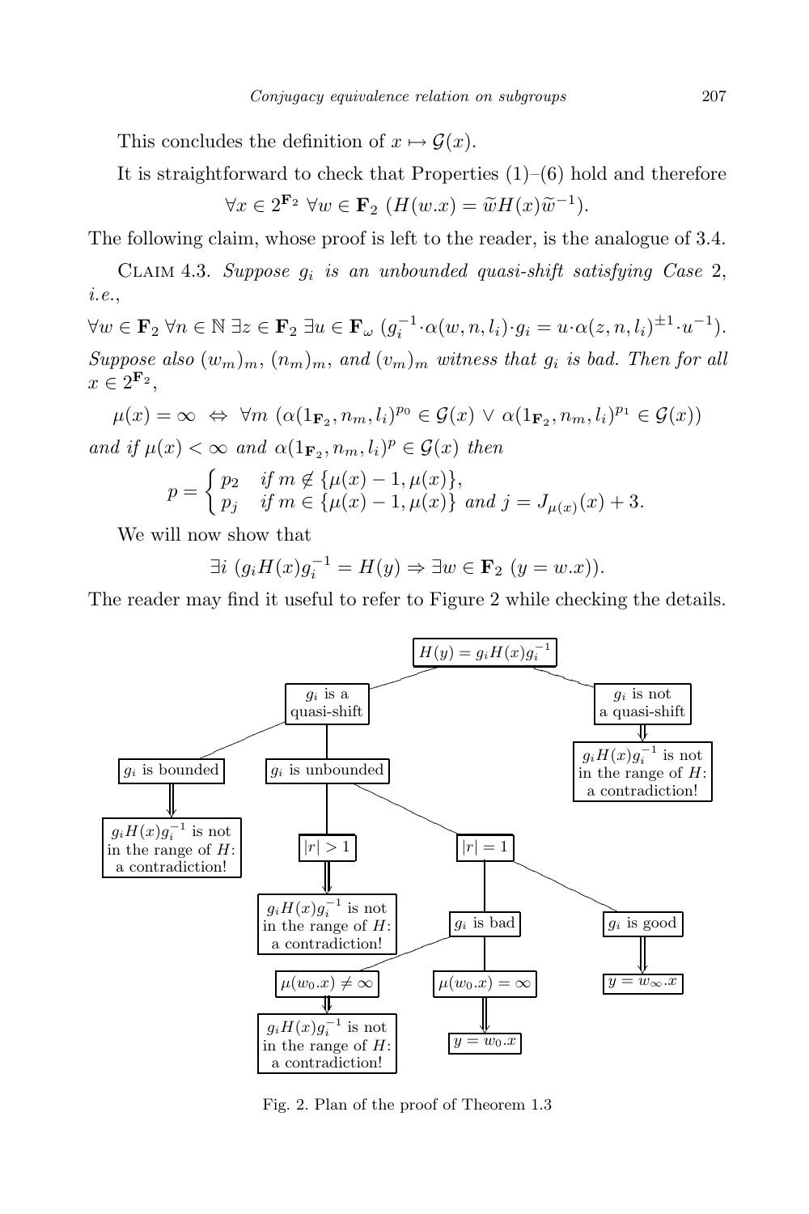This concludes the definition of $x \mapsto \mathcal{G}(x)$.

It is straightforward to check that Properties (1)–(6) hold and therefore

$$\forall x \in 2^{\mathbf{F}_2}\ \forall w \in \mathbf{F}_2\ (H(w.x) = \widetilde{w} H(x) \widetilde{w}^{-1}).$$

The following claim, whose proof is left to the reader, is the analogue of 3.4.

Claim 4.3. *Suppose $g_i$ is an unbounded quasi-shift satisfying Case* 2, *i.e.*,

$$\forall w \in \mathbf{F}_2\ \forall n \in \mathbb{N}\ \exists z \in \mathbf{F}_2\ \exists u \in \mathbf{F}_\omega\ (g_i^{-1} \cdot \alpha(w, n, l_i) \cdot g_i = u \cdot \alpha(z, n, l_i)^{\pm 1} \cdot u^{-1}).$$

*Suppose also $(w_m)_m$, $(n_m)_m$, and $(v_m)_m$ witness that $g_i$ is bad. Then for all $x \in 2^{\mathbf{F}_2}$,*

$$\mu(x) = \infty \iff \forall m\ (\alpha(1_{\mathbf{F}_2}, n_m, l_i)^{p_0} \in \mathcal{G}(x) \vee \alpha(1_{\mathbf{F}_2}, n_m, l_i)^{p_1} \in \mathcal{G}(x))$$

*and if $\mu(x) < \infty$ and $\alpha(1_{\mathbf{F}_2}, n_m, l_i)^{p} \in \mathcal{G}(x)$ then*

$$p = \begin{cases} p_2 & \text{if } m \notin \{\mu(x) - 1, \mu(x)\}, \\ p_j & \text{if } m \in \{\mu(x) - 1, \mu(x)\} \text{ and } j = J_{\mu(x)}(x) + 3. \end{cases}$$

We will now show that

$$\exists i\ (g_i H(x) g_i^{-1} = H(y) \Rightarrow \exists w \in \mathbf{F}_2\ (y = w.x)).$$

The reader may find it useful to refer to Figure 2 while checking the details.

```
H(y) = g_i H(x) g_i^{-1}
├── g_i is a quasi-shift
│   ├── g_i is bounded
│   │   ⇓
│   │   g_i H(x) g_i^{-1} is not in the range of H: a contradiction!
│   └── g_i is unbounded
│       ├── |r| > 1
│       │   ⇓
│       │   g_i H(x) g_i^{-1} is not in the range of H: a contradiction!
│       └── |r| = 1
│           ├── g_i is bad
│           │   ├── μ(w_0.x) ≠ ∞
│           │   │   ⇓
│           │   │   g_i H(x) g_i^{-1} is not in the range of H: a contradiction!
│           │   └── μ(w_0.x) = ∞
│           │       ⇓
│           │       y = w_0.x
│           └── g_i is good
│               ⇓
│               y = w_∞.x
└── g_i is not a quasi-shift
    ⇓
    g_i H(x) g_i^{-1} is not in the range of H: a contradiction!
```

Fig. 2. Plan of the proof of Theorem 1.3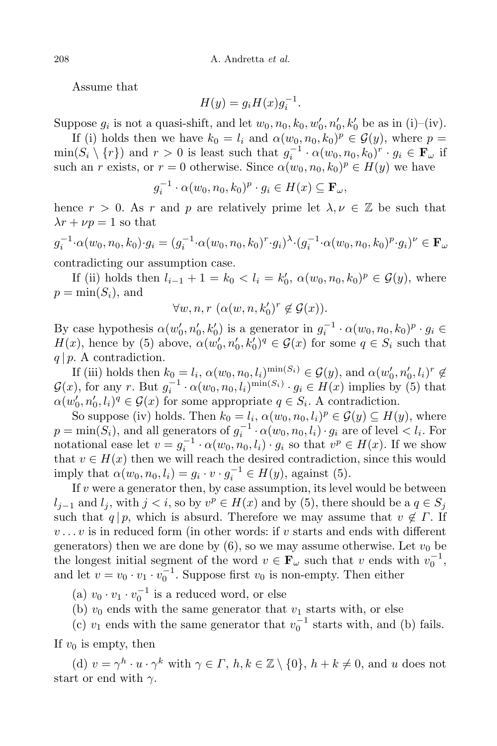Assume that

$$H(y) = g_i H(x) g_i^{-1}.$$

Suppose $g_i$ is not a quasi-shift, and let $w_0, n_0, k_0, w_0', n_0', k_0'$ be as in (i)–(iv).

If (i) holds then we have $k_0 = l_i$ and $\alpha(w_0, n_0, k_0)^p \in \mathcal{G}(y)$, where $p = \min(S_i \setminus \{r\})$ and $r > 0$ is least such that $g_i^{-1} \cdot \alpha(w_0, n_0, k_0)^r \cdot g_i \in \mathbf{F}_\omega$ if such an $r$ exists, or $r = 0$ otherwise. Since $\alpha(w_0, n_0, k_0)^p \in H(y)$ we have

$$g_i^{-1} \cdot \alpha(w_0, n_0, k_0)^p \cdot g_i \in H(x) \subseteq \mathbf{F}_\omega,$$

hence $r > 0$. As $r$ and $p$ are relatively prime let $\lambda, \nu \in \mathbb{Z}$ be such that $\lambda r + \nu p = 1$ so that

$$g_i^{-1} \cdot \alpha(w_0, n_0, k_0) \cdot g_i = (g_i^{-1} \cdot \alpha(w_0, n_0, k_0)^r \cdot g_i)^\lambda \cdot (g_i^{-1} \cdot \alpha(w_0, n_0, k_0)^p \cdot g_i)^\nu \in \mathbf{F}_\omega$$

contradicting our assumption case.

If (ii) holds then $l_{i-1} + 1 = k_0 < l_i = k_0'$, $\alpha(w_0, n_0, k_0)^p \in \mathcal{G}(y)$, where $p = \min(S_i)$, and

$$\forall w, n, r \ (\alpha(w, n, k_0')^r \notin \mathcal{G}(x)).$$

By case hypothesis $\alpha(w_0', n_0', k_0')$ is a generator in $g_i^{-1} \cdot \alpha(w_0, n_0, k_0)^p \cdot g_i \in H(x)$, hence by (5) above, $\alpha(w_0', n_0', k_0')^q \in \mathcal{G}(x)$ for some $q \in S_i$ such that $q \,|\, p$. A contradiction.

If (iii) holds then $k_0 = l_i$, $\alpha(w_0, n_0, l_i)^{\min(S_i)} \in \mathcal{G}(y)$, and $\alpha(w_0', n_0', l_i)^r \notin \mathcal{G}(x)$, for any $r$. But $g_i^{-1} \cdot \alpha(w_0, n_0, l_i)^{\min(S_i)} \cdot g_i \in H(x)$ implies by (5) that $\alpha(w_0', n_0', l_i)^q \in \mathcal{G}(x)$ for some appropriate $q \in S_i$. A contradiction.

So suppose (iv) holds. Then $k_0 = l_i$, $\alpha(w_0, n_0, l_i)^p \in \mathcal{G}(y) \subseteq H(y)$, where $p = \min(S_i)$, and all generators of $g_i^{-1} \cdot \alpha(w_0, n_0, l_i) \cdot g_i$ are of level $< l_i$. For notational ease let $v = g_i^{-1} \cdot \alpha(w_0, n_0, l_i) \cdot g_i$ so that $v^p \in H(x)$. If we show that $v \in H(x)$ then we will reach the desired contradiction, since this would imply that $\alpha(w_0, n_0, l_i) = g_i \cdot v \cdot g_i^{-1} \in H(y)$, against (5).

If $v$ were a generator then, by case assumption, its level would be between $l_{j-1}$ and $l_j$, with $j < i$, so by $v^p \in H(x)$ and by (5), there should be a $q \in S_j$ such that $q \,|\, p$, which is absurd. Therefore we may assume that $v \notin \Gamma$. If $v \dots v$ is in reduced form (in other words: if $v$ starts and ends with different generators) then we are done by (6), so we may assume otherwise. Let $v_0$ be the longest initial segment of the word $v \in \mathbf{F}_\omega$ such that $v$ ends with $v_0^{-1}$, and let $v = v_0 \cdot v_1 \cdot v_0^{-1}$. Suppose first $v_0$ is non-empty. Then either

(a) $v_0 \cdot v_1 \cdot v_0^{-1}$ is a reduced word, or else

(b) $v_0$ ends with the same generator that $v_1$ starts with, or else

(c) $v_1$ ends with the same generator that $v_0^{-1}$ starts with, and (b) fails.

If $v_0$ is empty, then

(d) $v = \gamma^h \cdot u \cdot \gamma^k$ with $\gamma \in \Gamma$, $h, k \in \mathbb{Z} \setminus \{0\}$, $h + k \neq 0$, and $u$ does not start or end with $\gamma$.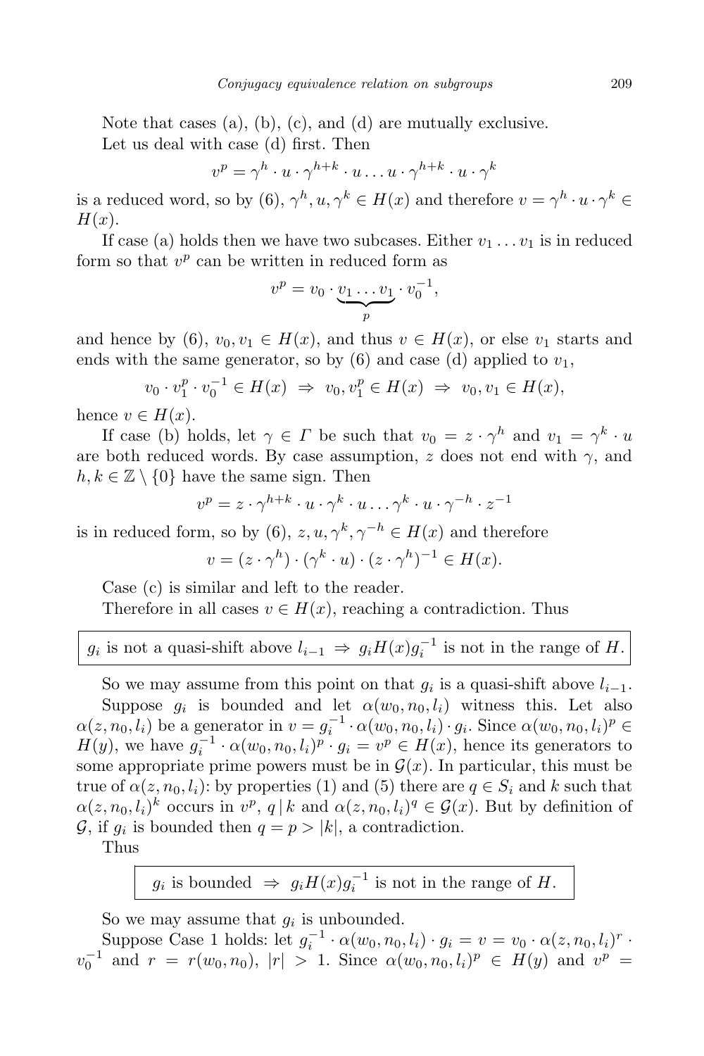Note that cases (a), (b), (c), and (d) are mutually exclusive.

Let us deal with case (d) first. Then

$$v^p = \gamma^h \cdot u \cdot \gamma^{h+k} \cdot u \dots u \cdot \gamma^{h+k} \cdot u \cdot \gamma^k$$

is a reduced word, so by (6), $\gamma^h, u, \gamma^k \in H(x)$ and therefore $v = \gamma^h \cdot u \cdot \gamma^k \in H(x)$.

If case (a) holds then we have two subcases. Either $v_1 \dots v_1$ is in reduced form so that $v^p$ can be written in reduced form as

$$v^p = v_0 \cdot \underbrace{v_1 \dots v_1}_{p} \cdot v_0^{-1},$$

and hence by (6), $v_0, v_1 \in H(x)$, and thus $v \in H(x)$, or else $v_1$ starts and ends with the same generator, so by (6) and case (d) applied to $v_1$,

$$v_0 \cdot v_1^p \cdot v_0^{-1} \in H(x) \;\Rightarrow\; v_0, v_1^p \in H(x) \;\Rightarrow\; v_0, v_1 \in H(x),$$

hence $v \in H(x)$.

If case (b) holds, let $\gamma \in \Gamma$ be such that $v_0 = z \cdot \gamma^h$ and $v_1 = \gamma^k \cdot u$ are both reduced words. By case assumption, $z$ does not end with $\gamma$, and $h, k \in \mathbb{Z} \setminus \{0\}$ have the same sign. Then

$$v^p = z \cdot \gamma^{h+k} \cdot u \cdot \gamma^k \cdot u \dots \gamma^k \cdot u \cdot \gamma^{-h} \cdot z^{-1}$$

is in reduced form, so by (6), $z, u, \gamma^k, \gamma^{-h} \in H(x)$ and therefore

$$v = (z \cdot \gamma^h) \cdot (\gamma^k \cdot u) \cdot (z \cdot \gamma^h)^{-1} \in H(x).$$

Case (c) is similar and left to the reader.

Therefore in all cases $v \in H(x)$, reaching a contradiction. Thus

$$\boxed{g_i \text{ is not a quasi-shift above } l_{i-1} \;\Rightarrow\; g_i H(x) g_i^{-1} \text{ is not in the range of } H.}$$

So we may assume from this point on that $g_i$ is a quasi-shift above $l_{i-1}$.

Suppose $g_i$ is bounded and let $\alpha(w_0, n_0, l_i)$ witness this. Let also $\alpha(z, n_0, l_i)$ be a generator in $v = g_i^{-1} \cdot \alpha(w_0, n_0, l_i) \cdot g_i$. Since $\alpha(w_0, n_0, l_i)^p \in H(y)$, we have $g_i^{-1} \cdot \alpha(w_0, n_0, l_i)^p \cdot g_i = v^p \in H(x)$, hence its generators to some appropriate prime powers must be in $\mathcal{G}(x)$. In particular, this must be true of $\alpha(z, n_0, l_i)$: by properties (1) and (5) there are $q \in S_i$ and $k$ such that $\alpha(z, n_0, l_i)^k$ occurs in $v^p$, $q \mid k$ and $\alpha(z, n_0, l_i)^q \in \mathcal{G}(x)$. But by definition of $\mathcal{G}$, if $g_i$ is bounded then $q = p > |k|$, a contradiction.

Thus

$$\boxed{g_i \text{ is bounded} \;\Rightarrow\; g_i H(x) g_i^{-1} \text{ is not in the range of } H.}$$

So we may assume that $g_i$ is unbounded.

Suppose Case 1 holds: let $g_i^{-1} \cdot \alpha(w_0, n_0, l_i) \cdot g_i = v = v_0 \cdot \alpha(z, n_0, l_i)^r \cdot v_0^{-1}$ and $r = r(w_0, n_0)$, $|r| > 1$. Since $\alpha(w_0, n_0, l_i)^p \in H(y)$ and $v^p =$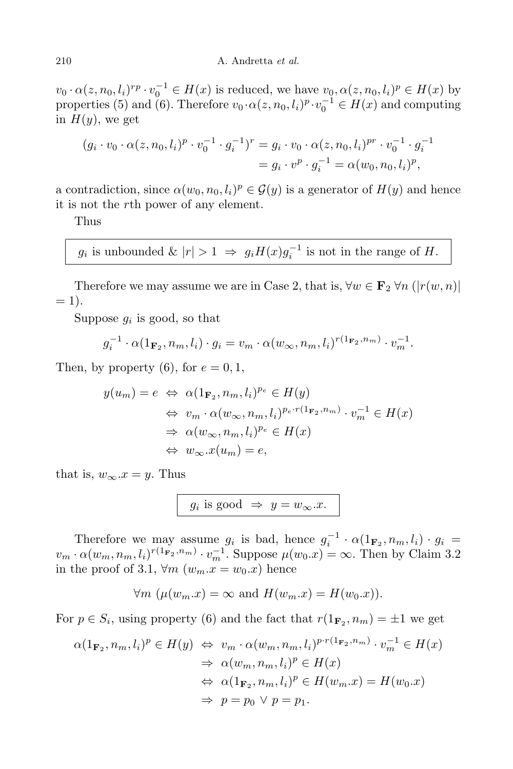$v_0 \cdot \alpha(z, n_0, l_i)^{rp} \cdot v_0^{-1} \in H(x)$ is reduced, we have $v_0, \alpha(z, n_0, l_i)^p \in H(x)$ by properties (5) and (6). Therefore $v_0 \cdot \alpha(z, n_0, l_i)^p \cdot v_0^{-1} \in H(x)$ and computing in $H(y)$, we get

$$
\begin{aligned}
(g_i \cdot v_0 \cdot \alpha(z, n_0, l_i)^p \cdot v_0^{-1} \cdot g_i^{-1})^r &= g_i \cdot v_0 \cdot \alpha(z, n_0, l_i)^{pr} \cdot v_0^{-1} \cdot g_i^{-1} \\
&= g_i \cdot v^p \cdot g_i^{-1} = \alpha(w_0, n_0, l_i)^p,
\end{aligned}
$$

a contradiction, since $\alpha(w_0, n_0, l_i)^p \in \mathcal{G}(y)$ is a generator of $H(y)$ and hence it is not the $r$th power of any element.

Thus

$$
\boxed{g_i \text{ is unbounded } \& \ |r| > 1 \ \Rightarrow \ g_i H(x) g_i^{-1} \text{ is not in the range of } H.}
$$

Therefore we may assume we are in Case 2, that is, $\forall w \in \mathbf{F}_2 \ \forall n \ (|r(w, n)| = 1)$.

Suppose $g_i$ is good, so that

$$
g_i^{-1} \cdot \alpha(1_{\mathbf{F}_2}, n_m, l_i) \cdot g_i = v_m \cdot \alpha(w_\infty, n_m, l_i)^{r(1_{\mathbf{F}_2}, n_m)} \cdot v_m^{-1}.
$$

Then, by property (6), for $e = 0, 1$,

$$
\begin{aligned}
y(u_m) = e \ &\Leftrightarrow \ \alpha(1_{\mathbf{F}_2}, n_m, l_i)^{p_e} \in H(y) \\
&\Leftrightarrow \ v_m \cdot \alpha(w_\infty, n_m, l_i)^{p_e \cdot r(1_{\mathbf{F}_2}, n_m)} \cdot v_m^{-1} \in H(x) \\
&\Rightarrow \ \alpha(w_\infty, n_m, l_i)^{p_e} \in H(x) \\
&\Leftrightarrow \ w_\infty.x(u_m) = e,
\end{aligned}
$$

that is, $w_\infty.x = y$. Thus

$$
\boxed{g_i \text{ is good } \ \Rightarrow \ y = w_\infty.x.}
$$

Therefore we may assume $g_i$ is bad, hence $g_i^{-1} \cdot \alpha(1_{\mathbf{F}_2}, n_m, l_i) \cdot g_i = v_m \cdot \alpha(w_m, n_m, l_i)^{r(1_{\mathbf{F}_2}, n_m)} \cdot v_m^{-1}$. Suppose $\mu(w_0.x) = \infty$. Then by Claim 3.2 in the proof of 3.1, $\forall m \ (w_m.x = w_0.x)$ hence

$$
\forall m \ (\mu(w_m.x) = \infty \text{ and } H(w_m.x) = H(w_0.x)).
$$

For $p \in S_i$, using property (6) and the fact that $r(1_{\mathbf{F}_2}, n_m) = \pm 1$ we get

$$
\begin{aligned}
\alpha(1_{\mathbf{F}_2}, n_m, l_i)^p \in H(y) \ &\Leftrightarrow \ v_m \cdot \alpha(w_m, n_m, l_i)^{p \cdot r(1_{\mathbf{F}_2}, n_m)} \cdot v_m^{-1} \in H(x) \\
&\Rightarrow \ \alpha(w_m, n_m, l_i)^p \in H(x) \\
&\Leftrightarrow \ \alpha(1_{\mathbf{F}_2}, n_m, l_i)^p \in H(w_m.x) = H(w_0.x) \\
&\Rightarrow \ p = p_0 \lor p = p_1.
\end{aligned}
$$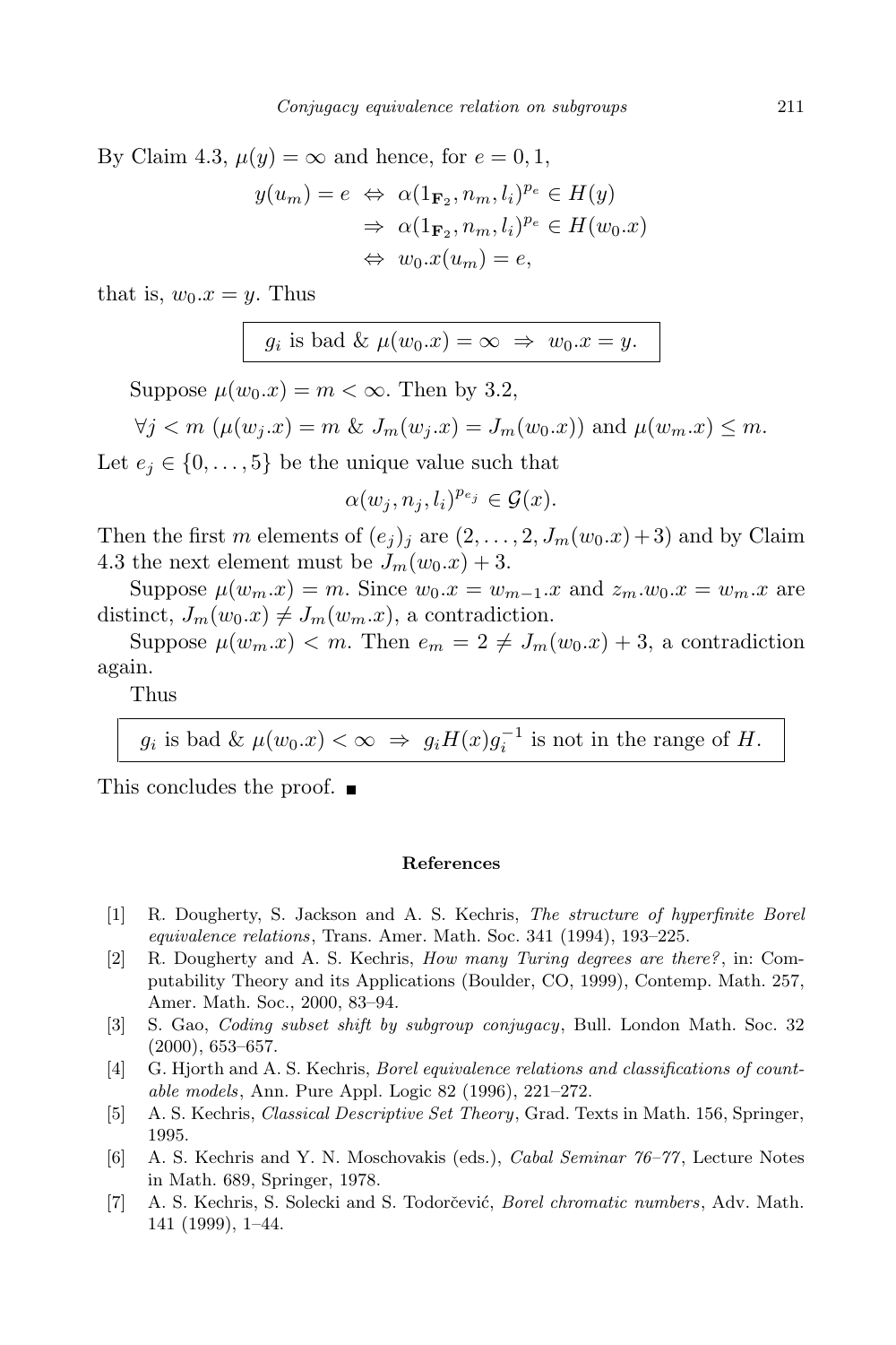By Claim 4.3, $\mu(y) = \infty$ and hence, for $e = 0, 1$,

$$
\begin{aligned}
y(u_m) = e \;&\Leftrightarrow\; \alpha(1_{\mathbf{F}_2}, n_m, l_i)^{p_e} \in H(y) \\
&\Rightarrow\; \alpha(1_{\mathbf{F}_2}, n_m, l_i)^{p_e} \in H(w_0.x) \\
&\Leftrightarrow\; w_0.x(u_m) = e,
\end{aligned}
$$

that is, $w_0.x = y$. Thus

$$\boxed{g_i \text{ is bad } \& \; \mu(w_0.x) = \infty \;\Rightarrow\; w_0.x = y.}$$

Suppose $\mu(w_0.x) = m < \infty$. Then by 3.2,

$$\forall j < m \; (\mu(w_j.x) = m \;\&\; J_m(w_j.x) = J_m(w_0.x)) \text{ and } \mu(w_m.x) \leq m.$$

Let $e_j \in \{0, \ldots, 5\}$ be the unique value such that

$$\alpha(w_j, n_j, l_i)^{p_{e_j}} \in \mathcal{G}(x).$$

Then the first $m$ elements of $(e_j)_j$ are $(2, \ldots, 2, J_m(w_0.x) + 3)$ and by Claim 4.3 the next element must be $J_m(w_0.x) + 3$.

Suppose $\mu(w_m.x) = m$. Since $w_0.x = w_{m-1}.x$ and $z_m.w_0.x = w_m.x$ are distinct, $J_m(w_0.x) \neq J_m(w_m.x)$, a contradiction.

Suppose $\mu(w_m.x) < m$. Then $e_m = 2 \neq J_m(w_0.x) + 3$, a contradiction again.

Thus

$$\boxed{g_i \text{ is bad } \& \; \mu(w_0.x) < \infty \;\Rightarrow\; g_i H(x) g_i^{-1} \text{ is not in the range of } H.}$$

This concludes the proof. ∎

## References

[1] R. Dougherty, S. Jackson and A. S. Kechris, *The structure of hyperfinite Borel equivalence relations*, Trans. Amer. Math. Soc. 341 (1994), 193–225.

[2] R. Dougherty and A. S. Kechris, *How many Turing degrees are there?*, in: Computability Theory and its Applications (Boulder, CO, 1999), Contemp. Math. 257, Amer. Math. Soc., 2000, 83–94.

[3] S. Gao, *Coding subset shift by subgroup conjugacy*, Bull. London Math. Soc. 32 (2000), 653–657.

[4] G. Hjorth and A. S. Kechris, *Borel equivalence relations and classifications of countable models*, Ann. Pure Appl. Logic 82 (1996), 221–272.

[5] A. S. Kechris, *Classical Descriptive Set Theory*, Grad. Texts in Math. 156, Springer, 1995.

[6] A. S. Kechris and Y. N. Moschovakis (eds.), *Cabal Seminar 76–77*, Lecture Notes in Math. 689, Springer, 1978.

[7] A. S. Kechris, S. Solecki and S. Todorčević, *Borel chromatic numbers*, Adv. Math. 141 (1999), 1–44.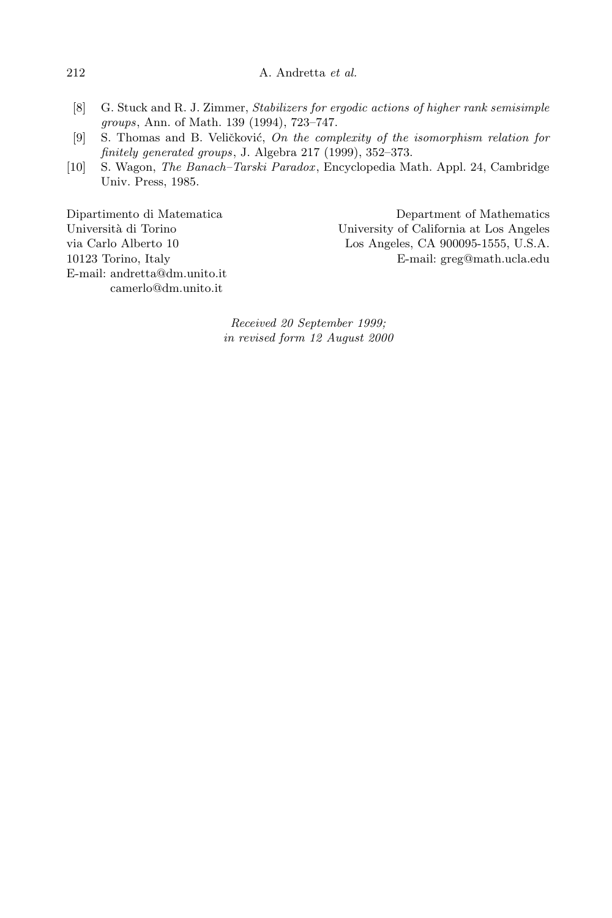[8] G. Stuck and R. J. Zimmer, *Stabilizers for ergodic actions of higher rank semisimple groups*, Ann. of Math. 139 (1994), 723–747.

[9] S. Thomas and B. Veličković, *On the complexity of the isomorphism relation for finitely generated groups*, J. Algebra 217 (1999), 352–373.

[10] S. Wagon, *The Banach–Tarski Paradox*, Encyclopedia Math. Appl. 24, Cambridge Univ. Press, 1985.

Dipartimento di Matematica
Università di Torino
via Carlo Alberto 10
10123 Torino, Italy
E-mail: andretta@dm.unito.it
camerlo@dm.unito.it

Department of Mathematics
University of California at Los Angeles
Los Angeles, CA 900095-1555, U.S.A.
E-mail: greg@math.ucla.edu

*Received 20 September 1999;*
*in revised form 12 August 2000*